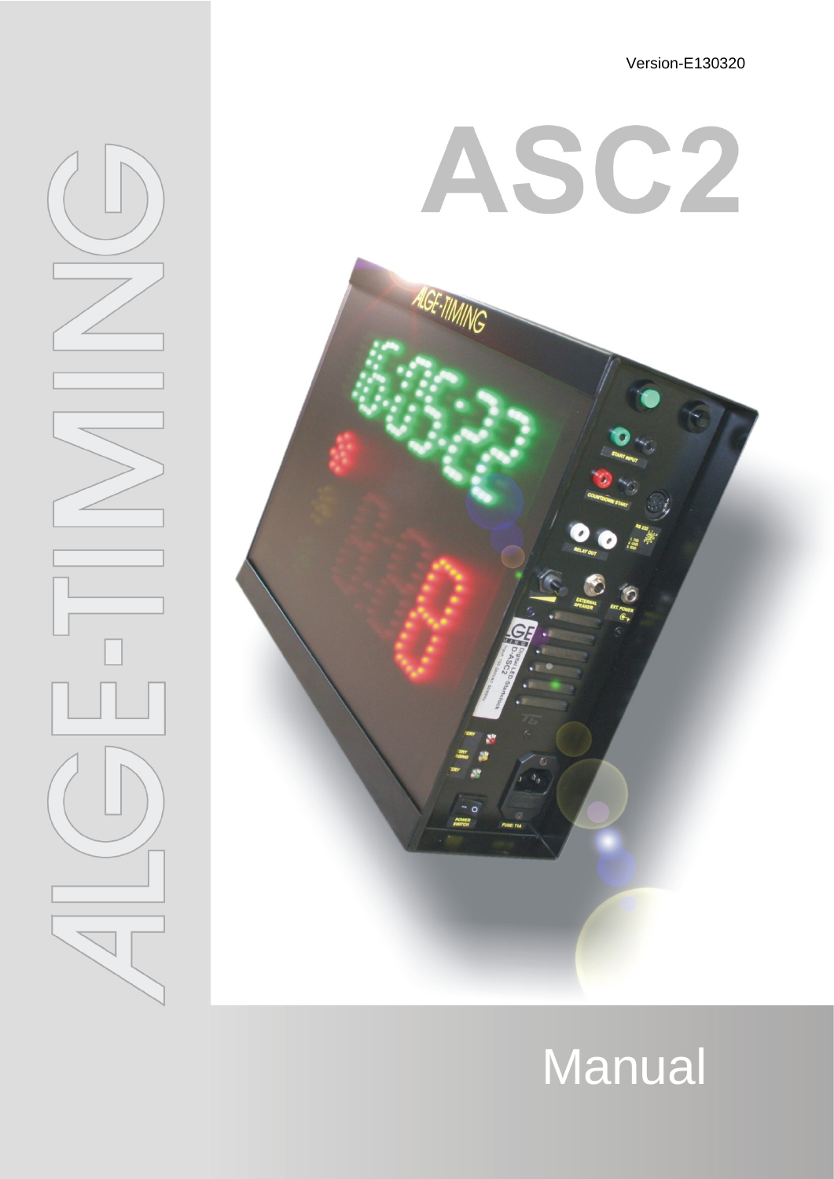Version-E130320

# ASC2

ALGE-TIMING

Manual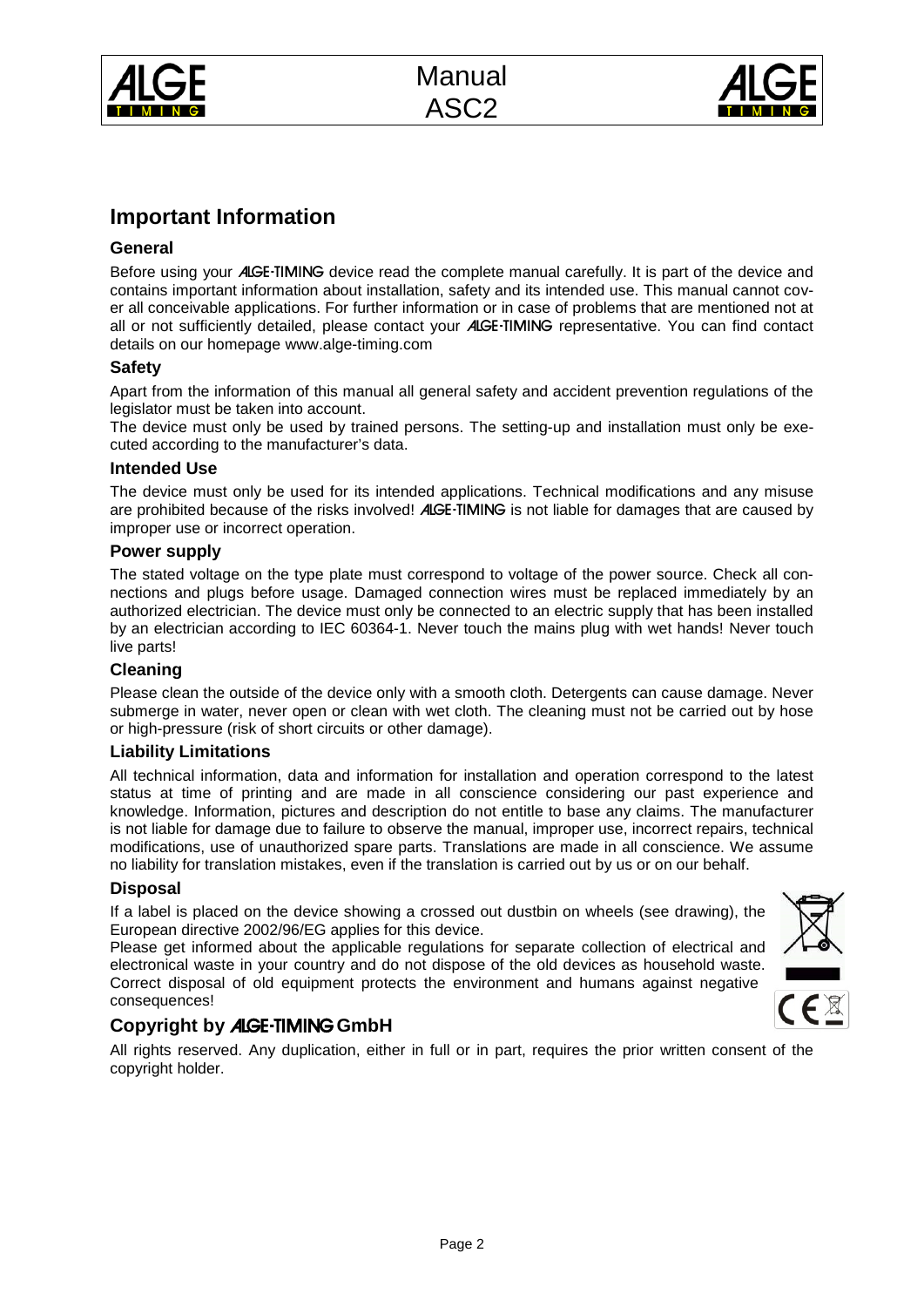# Important Information

## General

Before using your ALGE-TIMING device read the complete manual carefully. It is part of the device and contains important information about installation, safety and its intended use. This manual cannot cover all conceivable applications. For further information or in case of problems that are mentioned not at all or not sufficiently detailed, please contact your ALGE-TIMING representative. You can find contact details on our homepage www.alge-timing.com

## Safety

Apart from the information of this manual all general safety and accident prevention regulations of the legislator must be taken into account.

The device must only be used by trained persons. The setting-up and installation must only be executed according to the manufacturer's data.

## Intended Use

The device must only be used for its intended applications. Technical modifications and any misuse are prohibited because of the risks involved! ALGE-TIMING is not liable for damages that are caused by improper use or incorrect operation.

## Power supply

The stated voltage on the type plate must correspond to voltage of the power source. Check all connections and plugs before usage. Damaged connection wires must be replaced immediately by an authorized electrician. The device must only be connected to an electric supply that has been installed by an electrician according to IEC 60364-1. Never touch the mains plug with wet hands! Never touch live parts!

## Cleaning

Please clean the outside of the device only with a smooth cloth. Detergents can cause damage. Never submerge in water, never open or clean with wet cloth. The cleaning must not be carried out by hose or high-pressure (risk of short circuits or other damage).

## Liability Limitations

All technical information, data and information for installation and operation correspond to the latest status at time of printing and are made in all conscience considering our past experience and knowledge. Information, pictures and description do not entitle to base any claims. The manufacturer is not liable for damage due to failure to observe the manual, improper use, incorrect repairs, technical modifications, use of unauthorized spare parts. Translations are made in all conscience. We assume no liability for translation mistakes, even if the translation is carried out by us or on our behalf.

## Disposal

If a label is placed on the device showing a crossed out dustbin on wheels (see drawing), the European directive 2002/96/EG applies for this device.

Please get informed about the applicable regulations for separate collection of electrical and electronical waste in your country and do not dispose of the old devices as household waste. Correct disposal of old equipment protects the environment and humans against negative consequences!

## Copyright by ALGE-TIMING GmbH

All rights reserved. Any duplication, either in full or in part, requires the prior written consent of the copyright holder.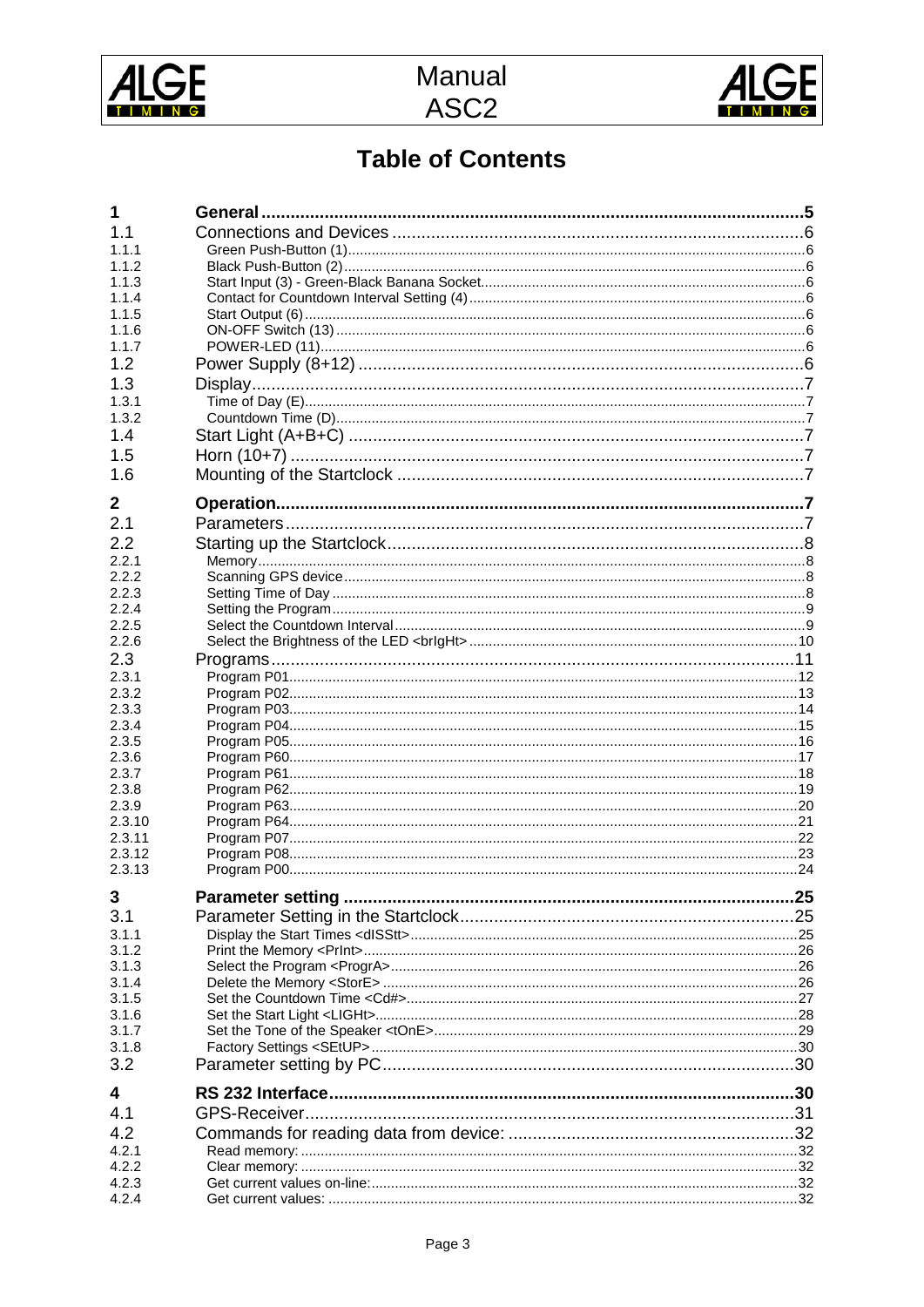# Table of Contents

| | | |
|---|---|---|
| **1** | **General** | **5** |
| 1.1 | Connections and Devices | 6 |
| 1.1.1 | Green Push-Button (1) | 6 |
| 1.1.2 | Black Push-Button (2) | 6 |
| 1.1.3 | Start Input (3) - Green-Black Banana Socket | 6 |
| 1.1.4 | Contact for Countdown Interval Setting (4) | 6 |
| 1.1.5 | Start Output (6) | 6 |
| 1.1.6 | ON-OFF Switch (13) | 6 |
| 1.1.7 | POWER-LED (11) | 6 |
| 1.2 | Power Supply (8+12) | 6 |
| 1.3 | Display | 7 |
| 1.3.1 | Time of Day (E) | 7 |
| 1.3.2 | Countdown Time (D) | 7 |
| 1.4 | Start Light (A+B+C) | 7 |
| 1.5 | Horn (10+7) | 7 |
| 1.6 | Mounting of the Startclock | 7 |
| **2** | **Operation** | **7** |
| 2.1 | Parameters | 7 |
| 2.2 | Starting up the Startclock | 8 |
| 2.2.1 | Memory | 8 |
| 2.2.2 | Scanning GPS device | 8 |
| 2.2.3 | Setting Time of Day | 8 |
| 2.2.4 | Setting the Program | 9 |
| 2.2.5 | Select the Countdown Interval | 9 |
| 2.2.6 | Select the Brightness of the LED <brIgHt> | 10 |
| 2.3 | Programs | 11 |
| 2.3.1 | Program P01 | 12 |
| 2.3.2 | Program P02 | 13 |
| 2.3.3 | Program P03 | 14 |
| 2.3.4 | Program P04 | 15 |
| 2.3.5 | Program P05 | 16 |
| 2.3.6 | Program P60 | 17 |
| 2.3.7 | Program P61 | 18 |
| 2.3.8 | Program P62 | 19 |
| 2.3.9 | Program P63 | 20 |
| 2.3.10 | Program P64 | 21 |
| 2.3.11 | Program P07 | 22 |
| 2.3.12 | Program P08 | 23 |
| 2.3.13 | Program P00 | 24 |
| **3** | **Parameter setting** | **25** |
| 3.1 | Parameter Setting in the Startclock | 25 |
| 3.1.1 | Display the Start Times <dISStt> | 25 |
| 3.1.2 | Print the Memory <PrInt> | 26 |
| 3.1.3 | Select the Program <ProgrA> | 26 |
| 3.1.4 | Delete the Memory <StorE> | 26 |
| 3.1.5 | Set the Countdown Time <Cd#> | 27 |
| 3.1.6 | Set the Start Light <LIGHt> | 28 |
| 3.1.7 | Set the Tone of the Speaker <tOnE> | 29 |
| 3.1.8 | Factory Settings <SEtUP> | 30 |
| 3.2 | Parameter setting by PC | 30 |
| **4** | **RS 232 Interface** | **30** |
| 4.1 | GPS-Receiver | 31 |
| 4.2 | Commands for reading data from device: | 32 |
| 4.2.1 | Read memory: | 32 |
| 4.2.2 | Clear memory: | 32 |
| 4.2.3 | Get current values on-line: | 32 |
| 4.2.4 | Get current values: | 32 |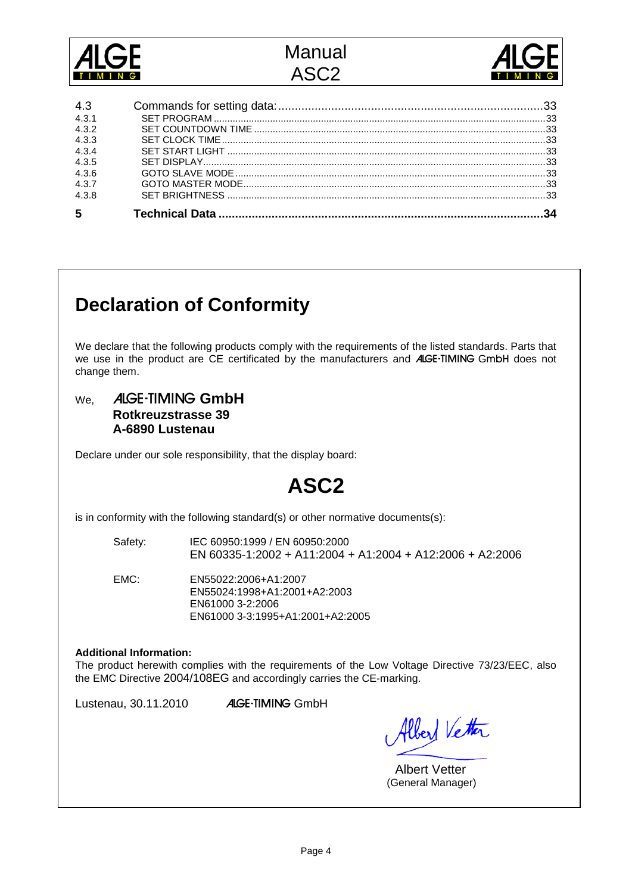| | | |
|---|---|---|
| 4.3 | Commands for setting data: | 33 |
| 4.3.1 | SET PROGRAM | 33 |
| 4.3.2 | SET COUNTDOWN TIME | 33 |
| 4.3.3 | SET CLOCK TIME | 33 |
| 4.3.4 | SET START LIGHT | 33 |
| 4.3.5 | SET DISPLAY | 33 |
| 4.3.6 | GOTO SLAVE MODE | 33 |
| 4.3.7 | GOTO MASTER MODE | 33 |
| 4.3.8 | SET BRIGHTNESS | 33 |
| **5** | **Technical Data** | **34** |

# Declaration of Conformity

We declare that the following products comply with the requirements of the listed standards. Parts that we use in the product are CE certificated by the manufacturers and ALGE-TIMING GmbH does not change them.

We, **ALGE-TIMING GmbH**
**Rotkreuzstrasse 39**
**A-6890 Lustenau**

Declare under our sole responsibility, that the display board:

## ASC2

is in conformity with the following standard(s) or other normative documents(s):

Safety: IEC 60950:1999 / EN 60950:2000
EN 60335-1:2002 + A11:2004 + A1:2004 + A12:2006 + A2:2006

EMC: EN55022:2006+A1:2007
EN55024:1998+A1:2001+A2:2003
EN61000 3-2:2006
EN61000 3-3:1995+A1:2001+A2:2005

**Additional Information:**
The product herewith complies with the requirements of the Low Voltage Directive 73/23/EEC, also the EMC Directive 2004/108EG and accordingly carries the CE-marking.

Lustenau, 30.11.2010 ALGE-TIMING GmbH

Albert Vetter
(General Manager)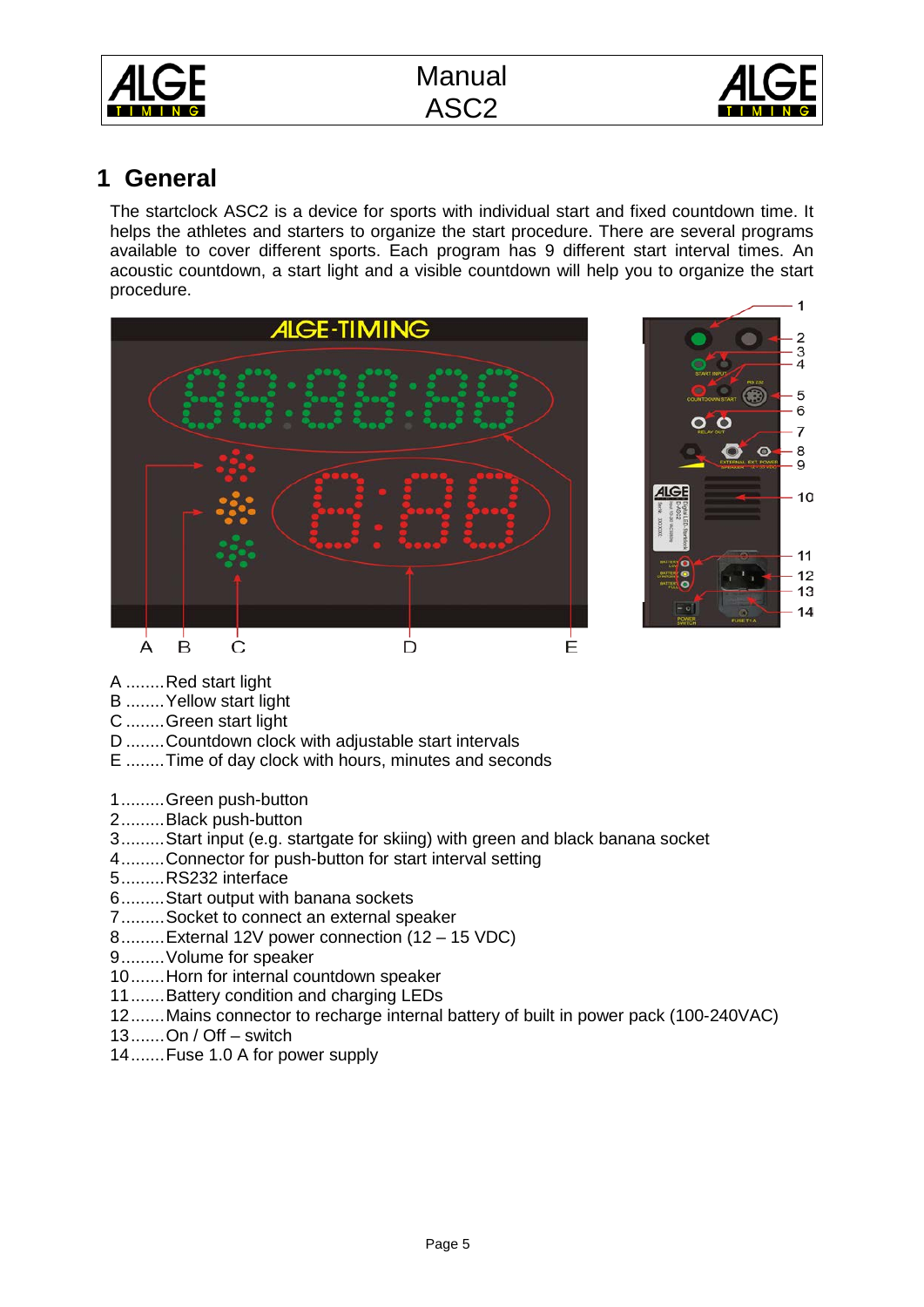# 1 General

The startclock ASC2 is a device for sports with individual start and fixed countdown time. It helps the athletes and starters to organize the start procedure. There are several programs available to cover different sports. Each program has 9 different start interval times. An acoustic countdown, a start light and a visible countdown will help you to organize the start procedure.

A ........Red start light
B ........Yellow start light
C ........Green start light
D ........Countdown clock with adjustable start intervals
E ........Time of day clock with hours, minutes and seconds

1.........Green push-button
2.........Black push-button
3.........Start input (e.g. startgate for skiing) with green and black banana socket
4.........Connector for push-button for start interval setting
5.........RS232 interface
6.........Start output with banana sockets
7.........Socket to connect an external speaker
8.........External 12V power connection (12 – 15 VDC)
9.........Volume for speaker
10.......Horn for internal countdown speaker
11.......Battery condition and charging LEDs
12.......Mains connector to recharge internal battery of built in power pack (100-240VAC)
13.......On / Off – switch
14.......Fuse 1.0 A for power supply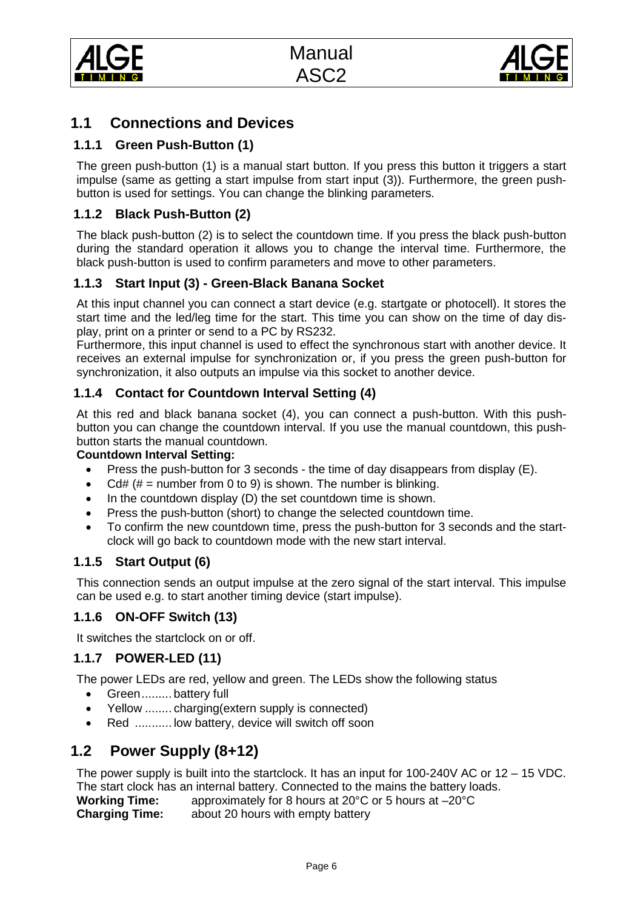## 1.1 Connections and Devices

### 1.1.1 Green Push-Button (1)

The green push-button (1) is a manual start button. If you press this button it triggers a start impulse (same as getting a start impulse from start input (3)). Furthermore, the green push-button is used for settings. You can change the blinking parameters.

### 1.1.2 Black Push-Button (2)

The black push-button (2) is to select the countdown time. If you press the black push-button during the standard operation it allows you to change the interval time. Furthermore, the black push-button is used to confirm parameters and move to other parameters.

### 1.1.3 Start Input (3) - Green-Black Banana Socket

At this input channel you can connect a start device (e.g. startgate or photocell). It stores the start time and the led/leg time for the start. This time you can show on the time of day display, print on a printer or send to a PC by RS232.

Furthermore, this input channel is used to effect the synchronous start with another device. It receives an external impulse for synchronization or, if you press the green push-button for synchronization, it also outputs an impulse via this socket to another device.

### 1.1.4 Contact for Countdown Interval Setting (4)

At this red and black banana socket (4), you can connect a push-button. With this push-button you can change the countdown interval. If you use the manual countdown, this push-button starts the manual countdown.

**Countdown Interval Setting:**

- Press the push-button for 3 seconds - the time of day disappears from display (E).
- Cd# (# = number from 0 to 9) is shown. The number is blinking.
- In the countdown display (D) the set countdown time is shown.
- Press the push-button (short) to change the selected countdown time.
- To confirm the new countdown time, press the push-button for 3 seconds and the start-clock will go back to countdown mode with the new start interval.

### 1.1.5 Start Output (6)

This connection sends an output impulse at the zero signal of the start interval. This impulse can be used e.g. to start another timing device (start impulse).

### 1.1.6 ON-OFF Switch (13)

It switches the startclock on or off.

### 1.1.7 POWER-LED (11)

The power LEDs are red, yellow and green. The LEDs show the following status

- Green......... battery full
- Yellow ........ charging(extern supply is connected)
- Red ........... low battery, device will switch off soon

## 1.2 Power Supply (8+12)

The power supply is built into the startclock. It has an input for 100-240V AC or 12 – 15 VDC. The start clock has an internal battery. Connected to the mains the battery loads.

**Working Time:** approximately for 8 hours at 20°C or 5 hours at –20°C
**Charging Time:** about 20 hours with empty battery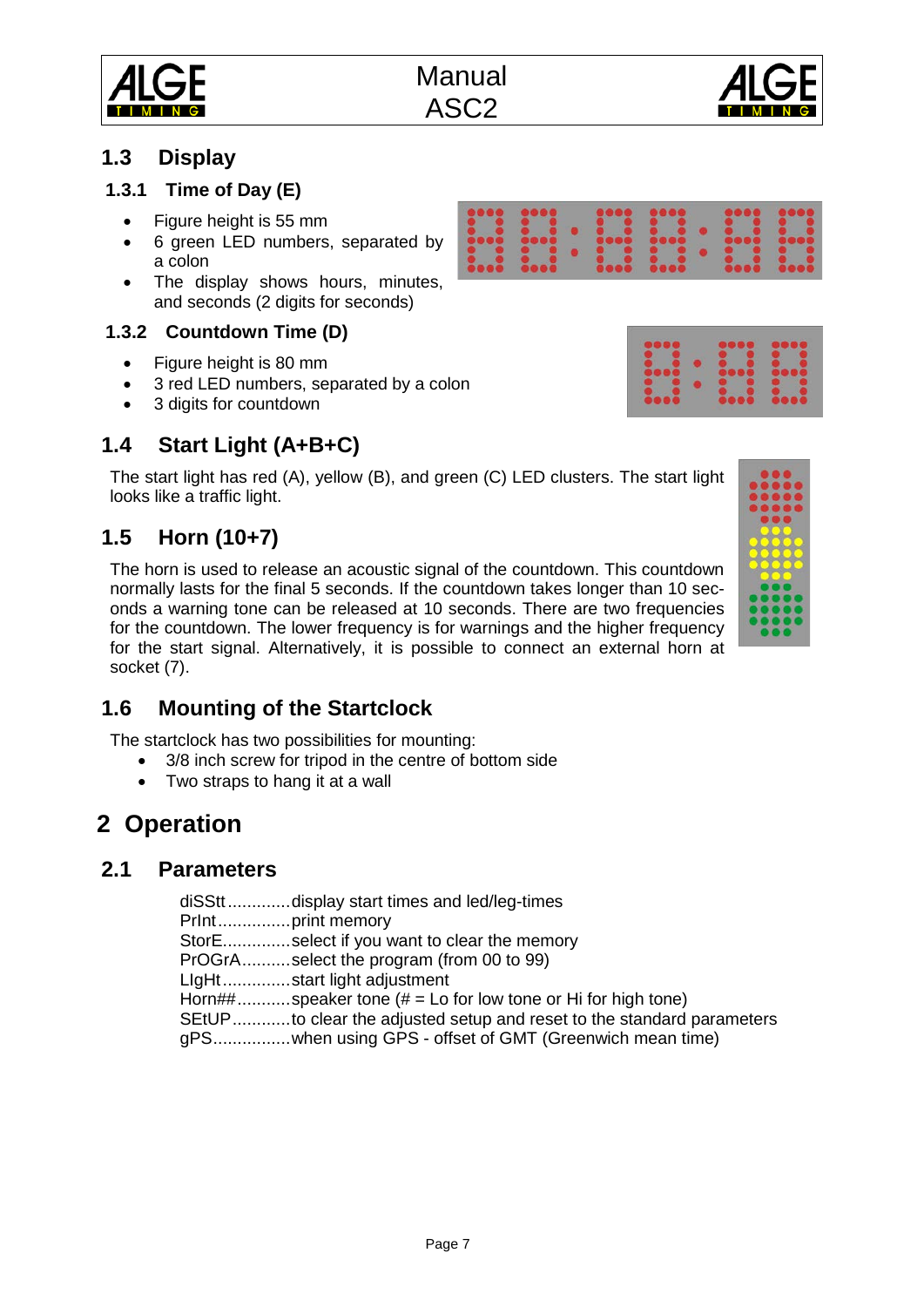## 1.3 Display

### 1.3.1 Time of Day (E)

- Figure height is 55 mm
- 6 green LED numbers, separated by a colon
- The display shows hours, minutes, and seconds (2 digits for seconds)

### 1.3.2 Countdown Time (D)

- Figure height is 80 mm
- 3 red LED numbers, separated by a colon
- 3 digits for countdown

## 1.4 Start Light (A+B+C)

The start light has red (A), yellow (B), and green (C) LED clusters. The start light looks like a traffic light.

## 1.5 Horn (10+7)

The horn is used to release an acoustic signal of the countdown. This countdown normally lasts for the final 5 seconds. If the countdown takes longer than 10 seconds a warning tone can be released at 10 seconds. There are two frequencies for the countdown. The lower frequency is for warnings and the higher frequency for the start signal. Alternatively, it is possible to connect an external horn at socket (7).

## 1.6 Mounting of the Startclock

The startclock has two possibilities for mounting:

- 3/8 inch screw for tripod in the centre of bottom side
- Two straps to hang it at a wall

# 2 Operation

## 2.1 Parameters

diSStt .............display start times and led/leg-times
PrInt...............print memory
StorE..............select if you want to clear the memory
PrOGrA..........select the program (from 00 to 99)
LIgHt..............start light adjustment
Horn##...........speaker tone (# = Lo for low tone or Hi for high tone)
SEtUP............to clear the adjusted setup and reset to the standard parameters
gPS................when using GPS - offset of GMT (Greenwich mean time)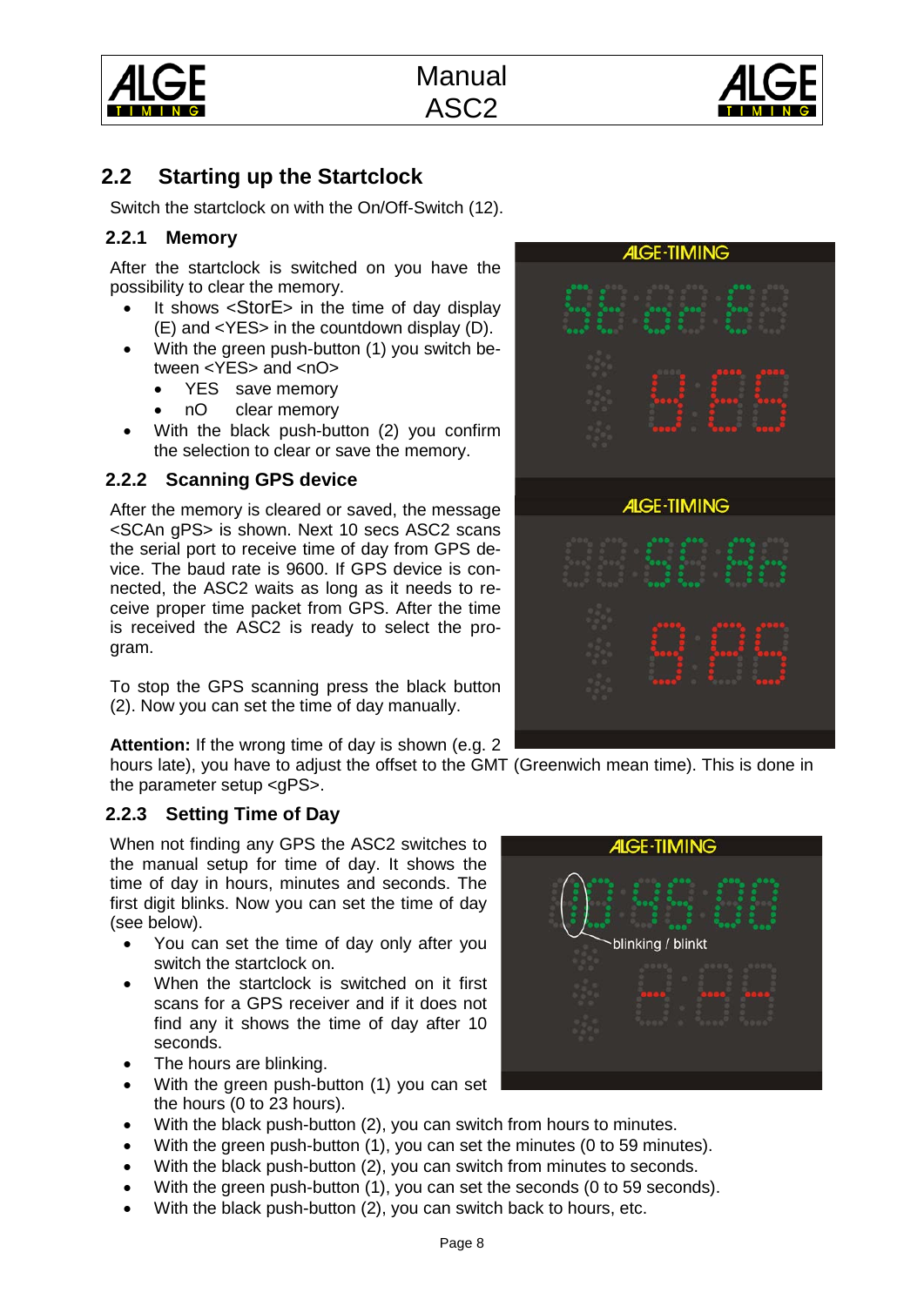## 2.2 Starting up the Startclock

Switch the startclock on with the On/Off-Switch (12).

### 2.2.1 Memory

After the startclock is switched on you have the possibility to clear the memory.

- It shows <StorE> in the time of day display (E) and <YES> in the countdown display (D).
- With the green push-button (1) you switch between <YES> and <nO>
  - YES save memory
  - nO clear memory
- With the black push-button (2) you confirm the selection to clear or save the memory.

### 2.2.2 Scanning GPS device

After the memory is cleared or saved, the message <SCAn gPS> is shown. Next 10 secs ASC2 scans the serial port to receive time of day from GPS device. The baud rate is 9600. If GPS device is connected, the ASC2 waits as long as it needs to receive proper time packet from GPS. After the time is received the ASC2 is ready to select the program.

To stop the GPS scanning press the black button (2). Now you can set the time of day manually.

**Attention:** If the wrong time of day is shown (e.g. 2 hours late), you have to adjust the offset to the GMT (Greenwich mean time). This is done in the parameter setup <gPS>.

### 2.2.3 Setting Time of Day

When not finding any GPS the ASC2 switches to the manual setup for time of day. It shows the time of day in hours, minutes and seconds. The first digit blinks. Now you can set the time of day (see below).

blinking / blinkt

- You can set the time of day only after you switch the startclock on.
- When the startclock is switched on it first scans for a GPS receiver and if it does not find any it shows the time of day after 10 seconds.
- The hours are blinking.
- With the green push-button (1) you can set the hours (0 to 23 hours).
- With the black push-button (2), you can switch from hours to minutes.
- With the green push-button (1), you can set the minutes (0 to 59 minutes).
- With the black push-button (2), you can switch from minutes to seconds.
- With the green push-button (1), you can set the seconds (0 to 59 seconds).
- With the black push-button (2), you can switch back to hours, etc.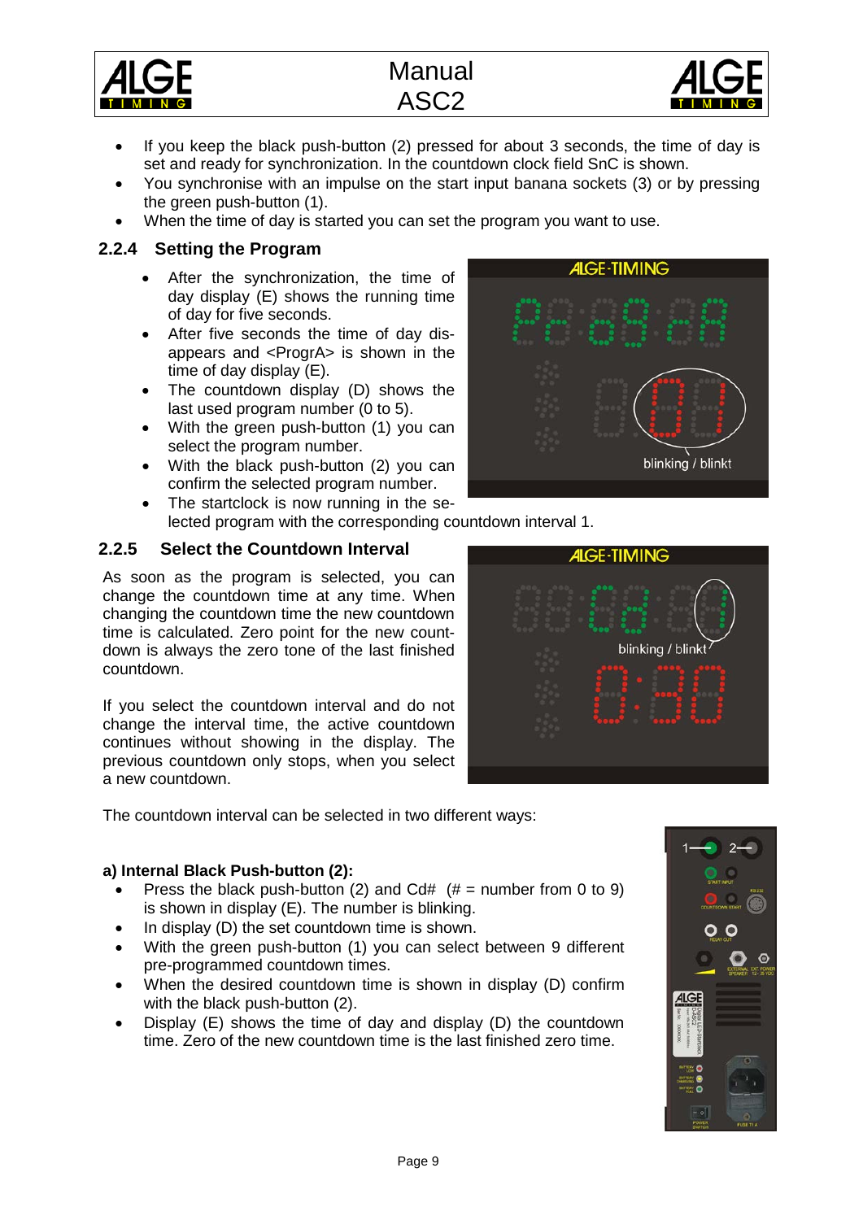- If you keep the black push-button (2) pressed for about 3 seconds, the time of day is set and ready for synchronization. In the countdown clock field SnC is shown.
- You synchronise with an impulse on the start input banana sockets (3) or by pressing the green push-button (1).
- When the time of day is started you can set the program you want to use.

### 2.2.4 Setting the Program

- After the synchronization, the time of day display (E) shows the running time of day for five seconds.
- After five seconds the time of day disappears and <ProgrA> is shown in the time of day display (E).
- The countdown display (D) shows the last used program number (0 to 5).
- With the green push-button (1) you can select the program number.
- With the black push-button (2) you can confirm the selected program number.
- The startclock is now running in the selected program with the corresponding countdown interval 1.

### 2.2.5 Select the Countdown Interval

As soon as the program is selected, you can change the countdown time at any time. When changing the countdown time the new countdown time is calculated. Zero point for the new countdown is always the zero tone of the last finished countdown.

If you select the countdown interval and do not change the interval time, the active countdown continues without showing in the display. The previous countdown only stops, when you select a new countdown.

The countdown interval can be selected in two different ways:

**a) Internal Black Push-button (2):**

- Press the black push-button (2) and Cd# (# = number from 0 to 9) is shown in display (E). The number is blinking.
- In display (D) the set countdown time is shown.
- With the green push-button (1) you can select between 9 different pre-programmed countdown times.
- When the desired countdown time is shown in display (D) confirm with the black push-button (2).
- Display (E) shows the time of day and display (D) the countdown time. Zero of the new countdown time is the last finished zero time.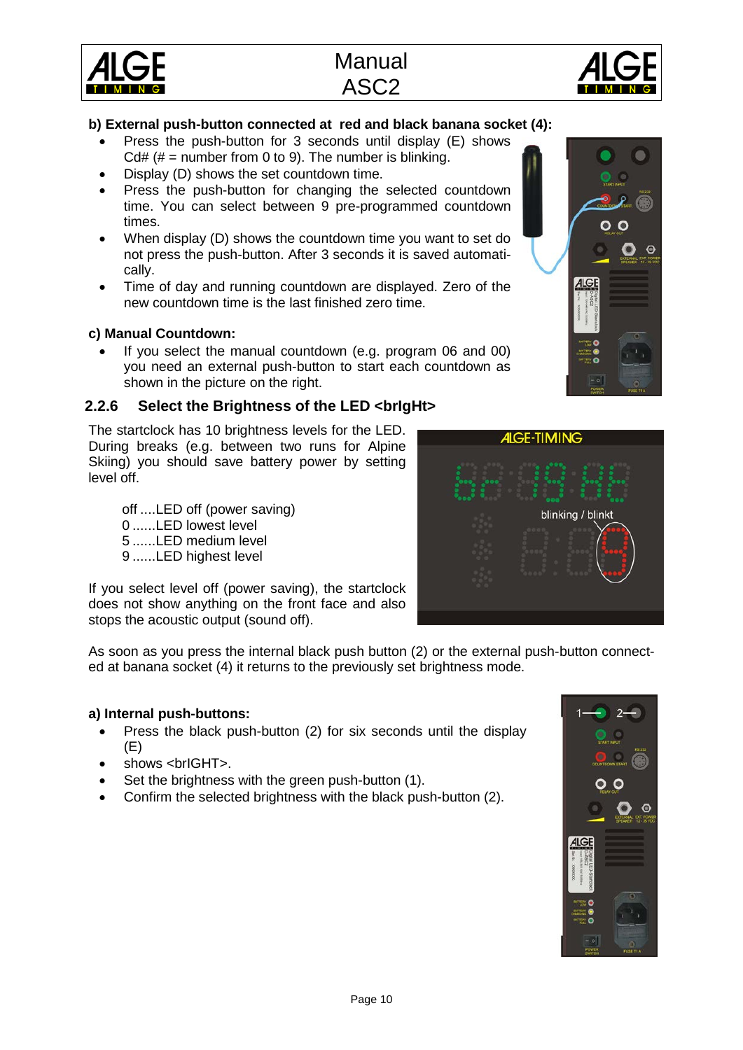**b) External push-button connected at red and black banana socket (4):**

- Press the push-button for 3 seconds until display (E) shows Cd# (# = number from 0 to 9). The number is blinking.
- Display (D) shows the set countdown time.
- Press the push-button for changing the selected countdown time. You can select between 9 pre-programmed countdown times.
- When display (D) shows the countdown time you want to set do not press the push-button. After 3 seconds it is saved automatically.
- Time of day and running countdown are displayed. Zero of the new countdown time is the last finished zero time.

**c) Manual Countdown:**

- If you select the manual countdown (e.g. program 06 and 00) you need an external push-button to start each countdown as shown in the picture on the right.

### 2.2.6 Select the Brightness of the LED <brIgHt>

The startclock has 10 brightness levels for the LED. During breaks (e.g. between two runs for Alpine Skiing) you should save battery power by setting level off.

off ....LED off (power saving)
0 ......LED lowest level
5 ......LED medium level
9 ......LED highest level

If you select level off (power saving), the startclock does not show anything on the front face and also stops the acoustic output (sound off).

As soon as you press the internal black push button (2) or the external push-button connected at banana socket (4) it returns to the previously set brightness mode.

**a) Internal push-buttons:**

- Press the black push-button (2) for six seconds until the display (E)
- shows <brIGHT>.
- Set the brightness with the green push-button (1).
- Confirm the selected brightness with the black push-button (2).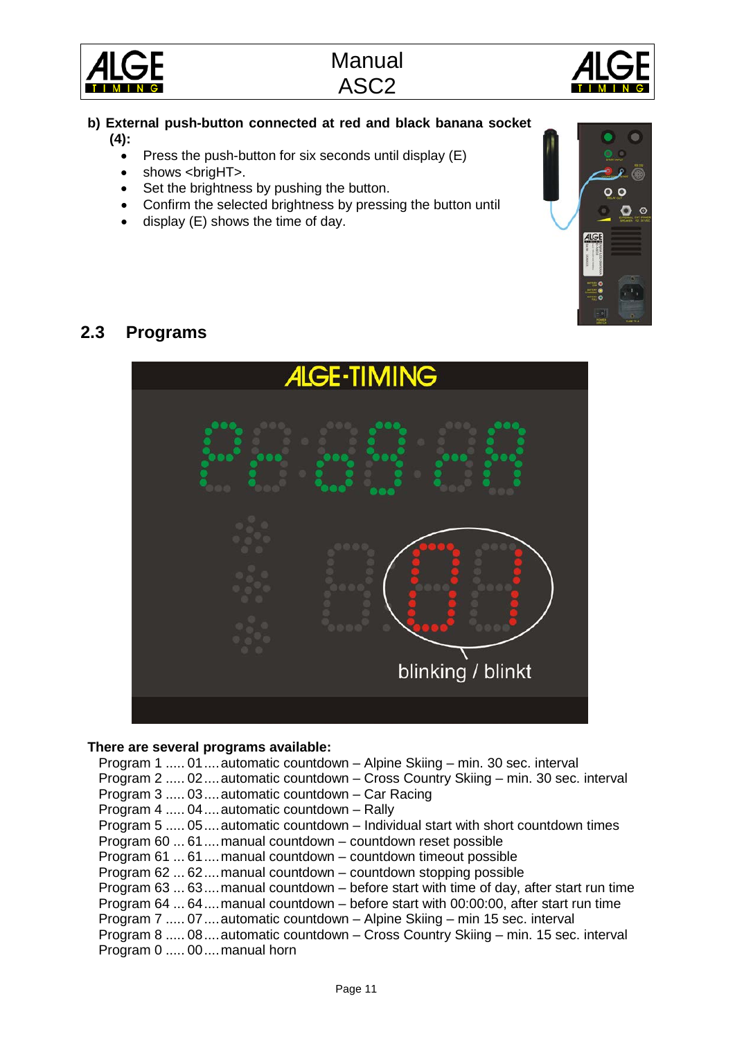**b) External push-button connected at red and black banana socket (4):**

- Press the push-button for six seconds until display (E)
- shows <brigHT>.
- Set the brightness by pushing the button.
- Confirm the selected brightness by pressing the button until
- display (E) shows the time of day.

## 2.3 Programs

blinking / blinkt

**There are several programs available:**

Program 1 ..... 01 .... automatic countdown – Alpine Skiing – min. 30 sec. interval
Program 2 ..... 02 .... automatic countdown – Cross Country Skiing – min. 30 sec. interval
Program 3 ..... 03 .... automatic countdown – Car Racing
Program 4 ..... 04 .... automatic countdown – Rally
Program 5 ..... 05 .... automatic countdown – Individual start with short countdown times
Program 60 ... 61 .... manual countdown – countdown reset possible
Program 61 ... 61 .... manual countdown – countdown timeout possible
Program 62 ... 62 .... manual countdown – countdown stopping possible
Program 63 ... 63 .... manual countdown – before start with time of day, after start run time
Program 64 ... 64 .... manual countdown – before start with 00:00:00, after start run time
Program 7 ..... 07 .... automatic countdown – Alpine Skiing – min 15 sec. interval
Program 8 ..... 08 .... automatic countdown – Cross Country Skiing – min. 15 sec. interval
Program 0 ..... 00 .... manual horn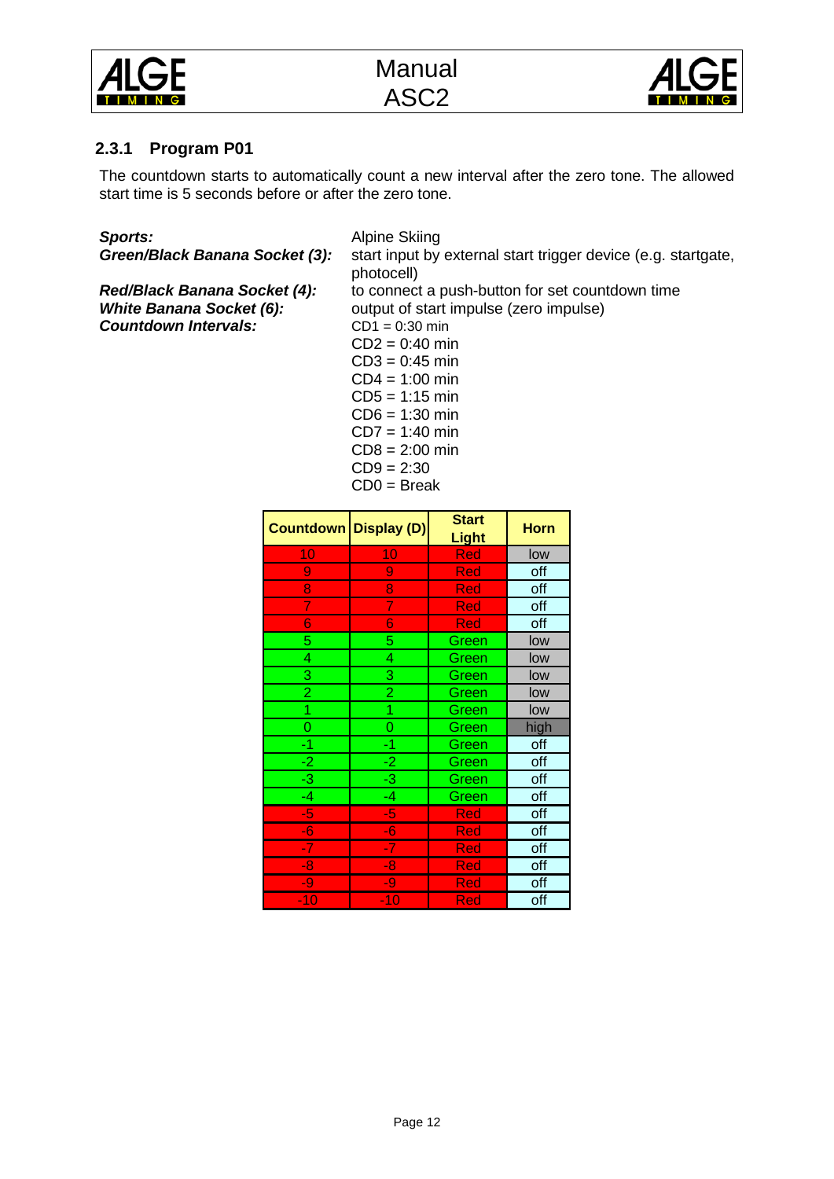### 2.3.1 Program P01

The countdown starts to automatically count a new interval after the zero tone. The allowed start time is 5 seconds before or after the zero tone.

***Sports:*** Alpine Skiing

***Green/Black Banana Socket (3):*** start input by external start trigger device (e.g. startgate, photocell)

***Red/Black Banana Socket (4):*** to connect a push-button for set countdown time

***White Banana Socket (6):*** output of start impulse (zero impulse)

***Countdown Intervals:***
CD1 = 0:30 min
CD2 = 0:40 min
CD3 = 0:45 min
CD4 = 1:00 min
CD5 = 1:15 min
CD6 = 1:30 min
CD7 = 1:40 min
CD8 = 2:00 min
CD9 = 2:30
CD0 = Break

| Countdown | Display (D) | Start Light | Horn |
|---|---|---|---|
| 10 | 10 | Red | low |
| 9 | 9 | Red | off |
| 8 | 8 | Red | off |
| 7 | 7 | Red | off |
| 6 | 6 | Red | off |
| 5 | 5 | Green | low |
| 4 | 4 | Green | low |
| 3 | 3 | Green | low |
| 2 | 2 | Green | low |
| 1 | 1 | Green | low |
| 0 | 0 | Green | high |
| -1 | -1 | Green | off |
| -2 | -2 | Green | off |
| -3 | -3 | Green | off |
| -4 | -4 | Green | off |
| -5 | -5 | Red | off |
| -6 | -6 | Red | off |
| -7 | -7 | Red | off |
| -8 | -8 | Red | off |
| -9 | -9 | Red | off |
| -10 | -10 | Red | off |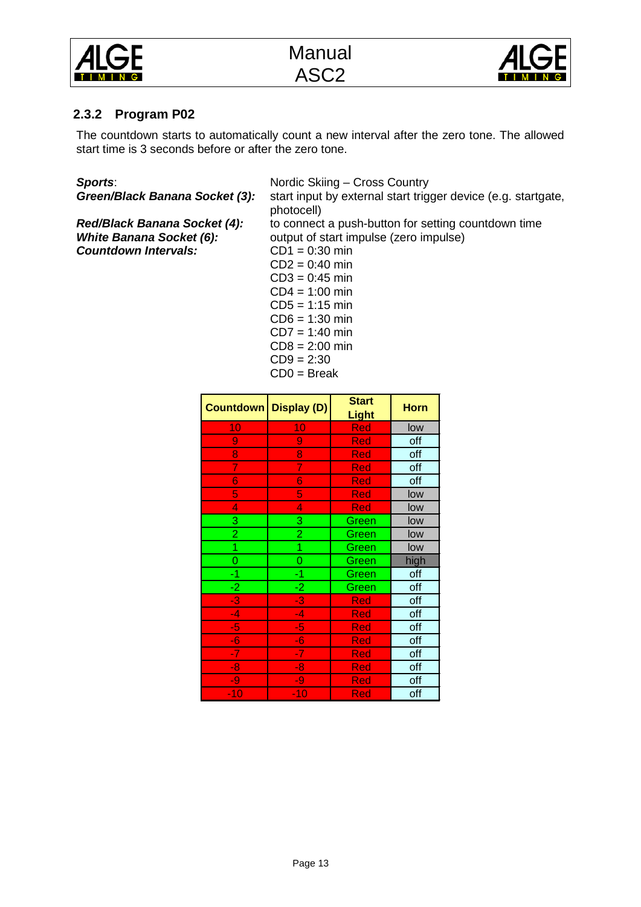### 2.3.2 Program P02

The countdown starts to automatically count a new interval after the zero tone. The allowed start time is 3 seconds before or after the zero tone.

***Sports***: Nordic Skiing – Cross Country

***Green/Black Banana Socket (3):*** start input by external start trigger device (e.g. startgate, photocell)

***Red/Black Banana Socket (4):*** to connect a push-button for setting countdown time

***White Banana Socket (6):*** output of start impulse (zero impulse)

***Countdown Intervals:***
CD1 = 0:30 min
CD2 = 0:40 min
CD3 = 0:45 min
CD4 = 1:00 min
CD5 = 1:15 min
CD6 = 1:30 min
CD7 = 1:40 min
CD8 = 2:00 min
CD9 = 2:30
CD0 = Break

| Countdown | Display (D) | Start Light | Horn |
|---|---|---|---|
| 10 | 10 | Red | low |
| 9 | 9 | Red | off |
| 8 | 8 | Red | off |
| 7 | 7 | Red | off |
| 6 | 6 | Red | off |
| 5 | 5 | Red | low |
| 4 | 4 | Red | low |
| 3 | 3 | Green | low |
| 2 | 2 | Green | low |
| 1 | 1 | Green | low |
| 0 | 0 | Green | high |
| -1 | -1 | Green | off |
| -2 | -2 | Green | off |
| -3 | -3 | Red | off |
| -4 | -4 | Red | off |
| -5 | -5 | Red | off |
| -6 | -6 | Red | off |
| -7 | -7 | Red | off |
| -8 | -8 | Red | off |
| -9 | -9 | Red | off |
| -10 | -10 | Red | off |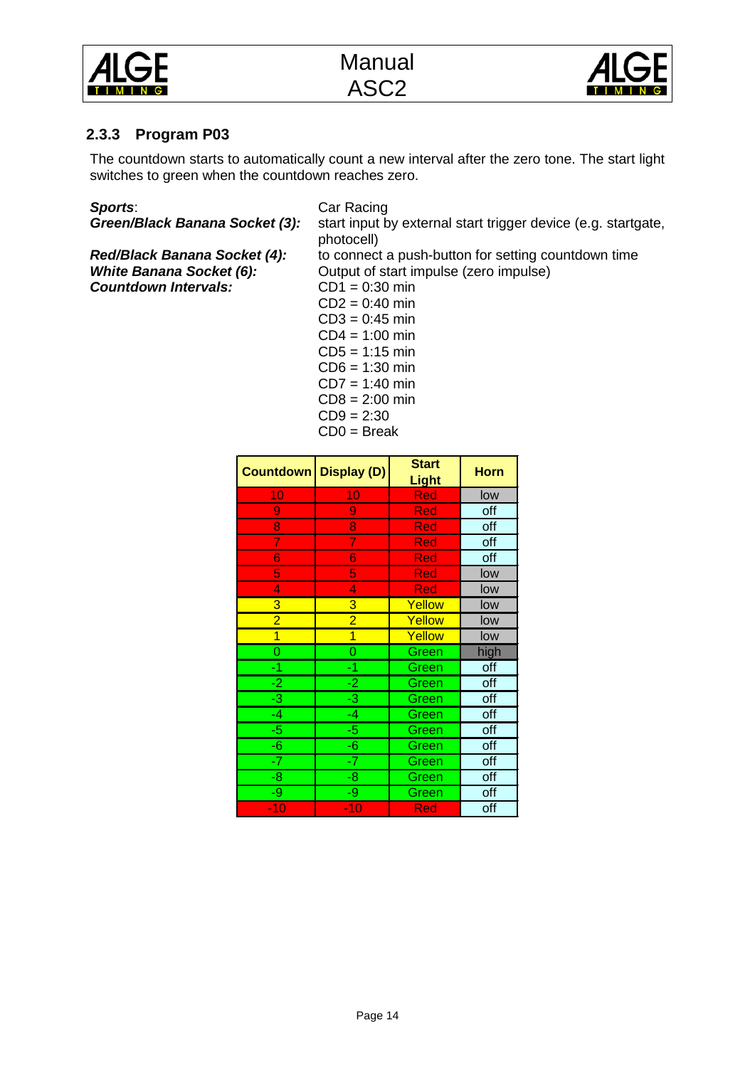### 2.3.3 Program P03

The countdown starts to automatically count a new interval after the zero tone. The start light switches to green when the countdown reaches zero.

***Sports***: Car Racing
***Green/Black Banana Socket (3):*** start input by external start trigger device (e.g. startgate, photocell)
***Red/Black Banana Socket (4):*** to connect a push-button for setting countdown time
***White Banana Socket (6):*** Output of start impulse (zero impulse)
***Countdown Intervals:***
CD1 = 0:30 min
CD2 = 0:40 min
CD3 = 0:45 min
CD4 = 1:00 min
CD5 = 1:15 min
CD6 = 1:30 min
CD7 = 1:40 min
CD8 = 2:00 min
CD9 = 2:30
CD0 = Break

| Countdown | Display (D) | Start Light | Horn |
|---|---|---|---|
| 10 | 10 | Red | low |
| 9 | 9 | Red | off |
| 8 | 8 | Red | off |
| 7 | 7 | Red | off |
| 6 | 6 | Red | off |
| 5 | 5 | Red | low |
| 4 | 4 | Red | low |
| 3 | 3 | Yellow | low |
| 2 | 2 | Yellow | low |
| 1 | 1 | Yellow | low |
| 0 | 0 | Green | high |
| -1 | -1 | Green | off |
| -2 | -2 | Green | off |
| -3 | -3 | Green | off |
| -4 | -4 | Green | off |
| -5 | -5 | Green | off |
| -6 | -6 | Green | off |
| -7 | -7 | Green | off |
| -8 | -8 | Green | off |
| -9 | -9 | Green | off |
| -10 | -10 | Red | off |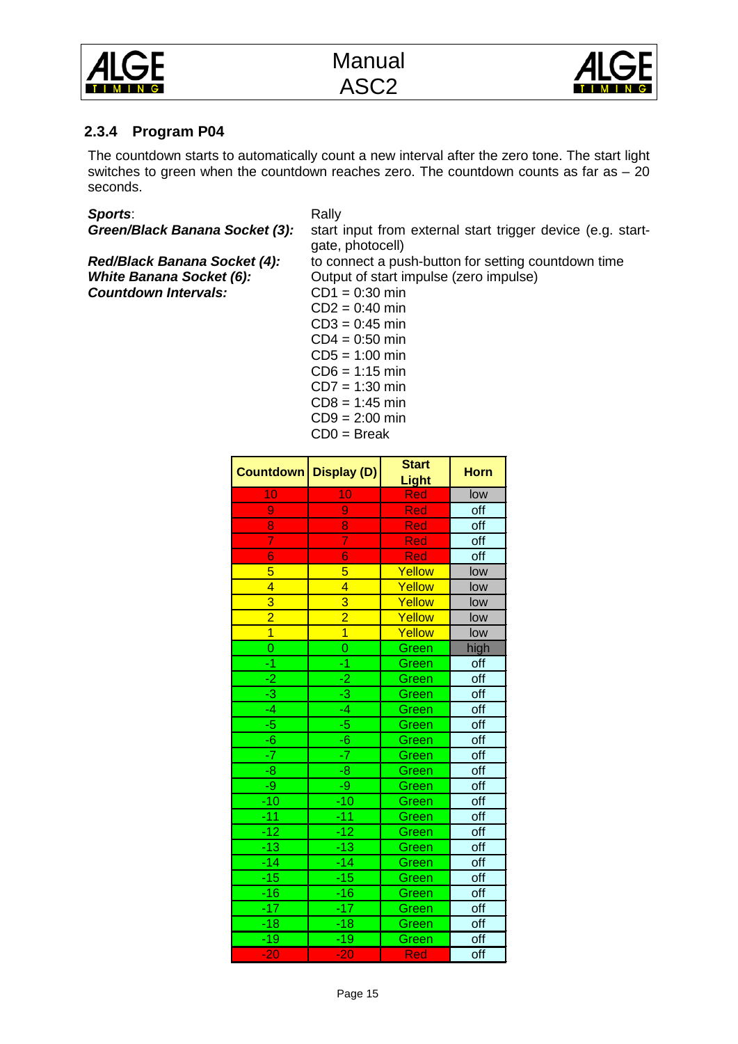### 2.3.4 Program P04

The countdown starts to automatically count a new interval after the zero tone. The start light switches to green when the countdown reaches zero. The countdown counts as far as – 20 seconds.

***Sports***: Rally
***Green/Black Banana Socket (3):*** start input from external start trigger device (e.g. start-gate, photocell)
***Red/Black Banana Socket (4):*** to connect a push-button for setting countdown time
***White Banana Socket (6):*** Output of start impulse (zero impulse)
***Countdown Intervals:***
CD1 = 0:30 min
CD2 = 0:40 min
CD3 = 0:45 min
CD4 = 0:50 min
CD5 = 1:00 min
CD6 = 1:15 min
CD7 = 1:30 min
CD8 = 1:45 min
CD9 = 2:00 min
CD0 = Break

| Countdown | Display (D) | Start Light | Horn |
|---|---|---|---|
| 10 | 10 | Red | low |
| 9 | 9 | Red | off |
| 8 | 8 | Red | off |
| 7 | 7 | Red | off |
| 6 | 6 | Red | off |
| 5 | 5 | Yellow | low |
| 4 | 4 | Yellow | low |
| 3 | 3 | Yellow | low |
| 2 | 2 | Yellow | low |
| 1 | 1 | Yellow | low |
| 0 | 0 | Green | high |
| -1 | -1 | Green | off |
| -2 | -2 | Green | off |
| -3 | -3 | Green | off |
| -4 | -4 | Green | off |
| -5 | -5 | Green | off |
| -6 | -6 | Green | off |
| -7 | -7 | Green | off |
| -8 | -8 | Green | off |
| -9 | -9 | Green | off |
| -10 | -10 | Green | off |
| -11 | -11 | Green | off |
| -12 | -12 | Green | off |
| -13 | -13 | Green | off |
| -14 | -14 | Green | off |
| -15 | -15 | Green | off |
| -16 | -16 | Green | off |
| -17 | -17 | Green | off |
| -18 | -18 | Green | off |
| -19 | -19 | Green | off |
| -20 | -20 | Red | off |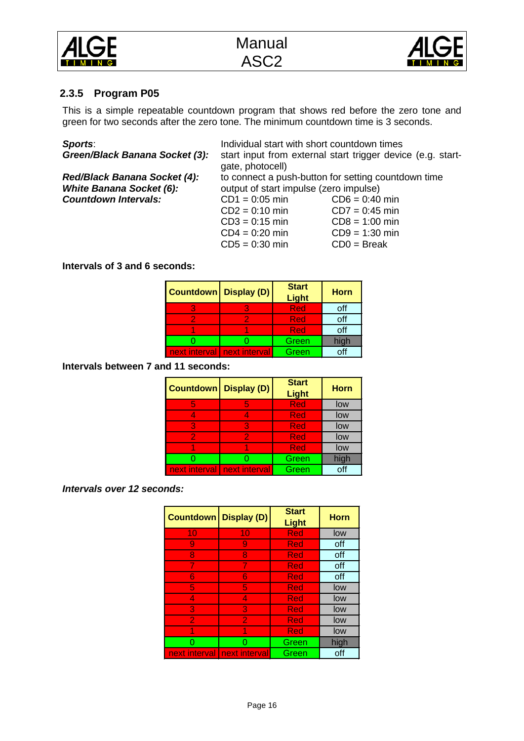### 2.3.5 Program P05

This is a simple repeatable countdown program that shows red before the zero tone and green for two seconds after the zero tone. The minimum countdown time is 3 seconds.

***Sports***: Individual start with short countdown times

***Green/Black Banana Socket (3):*** start input from external start trigger device (e.g. start-gate, photocell)

***Red/Black Banana Socket (4):*** to connect a push-button for setting countdown time

***White Banana Socket (6):*** output of start impulse (zero impulse)

***Countdown Intervals:***

| | |
|---|---|
| CD1 = 0:05 min | CD6 = 0:40 min |
| CD2 = 0:10 min | CD7 = 0:45 min |
| CD3 = 0:15 min | CD8 = 1:00 min |
| CD4 = 0:20 min | CD9 = 1:30 min |
| CD5 = 0:30 min | CD0 = Break |

**Intervals of 3 and 6 seconds:**

| Countdown | Display (D) | Start Light | Horn |
|---|---|---|---|
| 3 | 3 | Red | off |
| 2 | 2 | Red | off |
| 1 | 1 | Red | off |
| 0 | 0 | Green | high |
| next interval | next interval | Green | off |

**Intervals between 7 and 11 seconds:**

| Countdown | Display (D) | Start Light | Horn |
|---|---|---|---|
| 5 | 5 | Red | low |
| 4 | 4 | Red | low |
| 3 | 3 | Red | low |
| 2 | 2 | Red | low |
| 1 | 1 | Red | low |
| 0 | 0 | Green | high |
| next interval | next interval | Green | off |

***Intervals over 12 seconds:***

| Countdown | Display (D) | Start Light | Horn |
|---|---|---|---|
| 10 | 10 | Red | low |
| 9 | 9 | Red | off |
| 8 | 8 | Red | off |
| 7 | 7 | Red | off |
| 6 | 6 | Red | off |
| 5 | 5 | Red | low |
| 4 | 4 | Red | low |
| 3 | 3 | Red | low |
| 2 | 2 | Red | low |
| 1 | 1 | Red | low |
| 0 | 0 | Green | high |
| next interval | next interval | Green | off |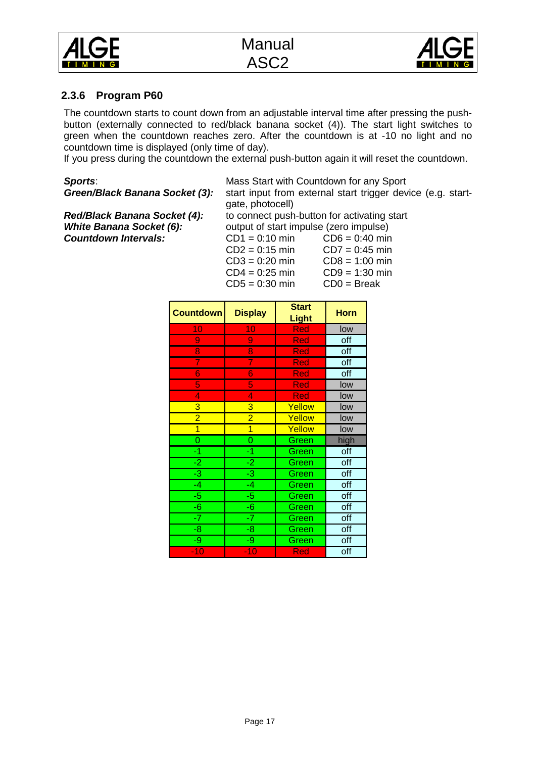### 2.3.6 Program P60

The countdown starts to count down from an adjustable interval time after pressing the push-button (externally connected to red/black banana socket (4)). The start light switches to green when the countdown reaches zero. After the countdown is at -10 no light and no countdown time is displayed (only time of day).
If you press during the countdown the external push-button again it will reset the countdown.

***Sports***: Mass Start with Countdown for any Sport

***Green/Black Banana Socket (3):*** start input from external start trigger device (e.g. start-gate, photocell)

***Red/Black Banana Socket (4):*** to connect push-button for activating start

***White Banana Socket (6):*** output of start impulse (zero impulse)

***Countdown Intervals:***

| | |
|---|---|
| CD1 = 0:10 min | CD6 = 0:40 min |
| CD2 = 0:15 min | CD7 = 0:45 min |
| CD3 = 0:20 min | CD8 = 1:00 min |
| CD4 = 0:25 min | CD9 = 1:30 min |
| CD5 = 0:30 min | CD0 = Break |

| Countdown | Display | Start Light | Horn |
|---|---|---|---|
| 10 | 10 | Red | low |
| 9 | 9 | Red | off |
| 8 | 8 | Red | off |
| 7 | 7 | Red | off |
| 6 | 6 | Red | off |
| 5 | 5 | Red | low |
| 4 | 4 | Red | low |
| 3 | 3 | Yellow | low |
| 2 | 2 | Yellow | low |
| 1 | 1 | Yellow | low |
| 0 | 0 | Green | high |
| -1 | -1 | Green | off |
| -2 | -2 | Green | off |
| -3 | -3 | Green | off |
| -4 | -4 | Green | off |
| -5 | -5 | Green | off |
| -6 | -6 | Green | off |
| -7 | -7 | Green | off |
| -8 | -8 | Green | off |
| -9 | -9 | Green | off |
| -10 | -10 | Red | off |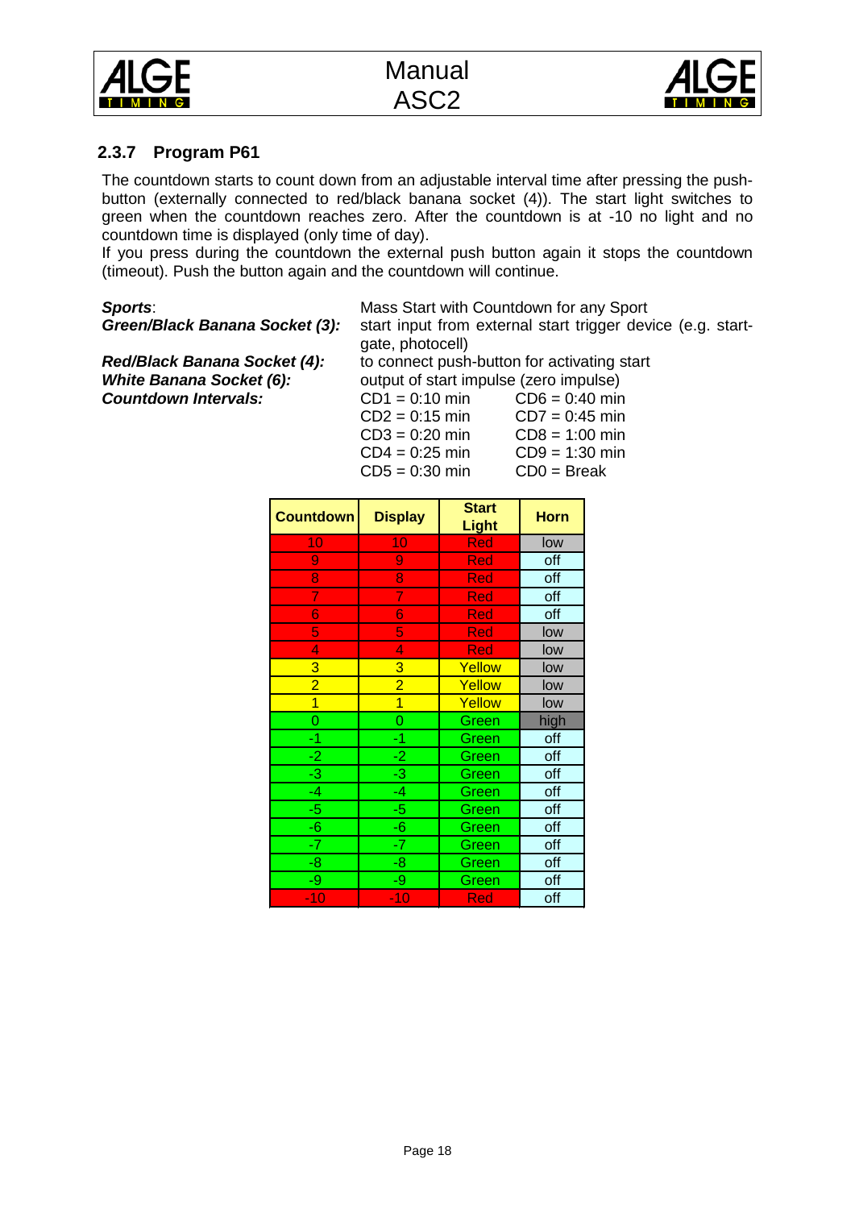### 2.3.7 Program P61

The countdown starts to count down from an adjustable interval time after pressing the push-button (externally connected to red/black banana socket (4)). The start light switches to green when the countdown reaches zero. After the countdown is at -10 no light and no countdown time is displayed (only time of day).
If you press during the countdown the external push button again it stops the countdown (timeout). Push the button again and the countdown will continue.

***Sports***: Mass Start with Countdown for any Sport
***Green/Black Banana Socket (3):*** start input from external start trigger device (e.g. start-gate, photocell)
***Red/Black Banana Socket (4):*** to connect push-button for activating start
***White Banana Socket (6):*** output of start impulse (zero impulse)
***Countdown Intervals:***

| | |
|---|---|
| CD1 = 0:10 min | CD6 = 0:40 min |
| CD2 = 0:15 min | CD7 = 0:45 min |
| CD3 = 0:20 min | CD8 = 1:00 min |
| CD4 = 0:25 min | CD9 = 1:30 min |
| CD5 = 0:30 min | CD0 = Break |

| Countdown | Display | Start Light | Horn |
|---|---|---|---|
| 10 | 10 | Red | low |
| 9 | 9 | Red | off |
| 8 | 8 | Red | off |
| 7 | 7 | Red | off |
| 6 | 6 | Red | off |
| 5 | 5 | Red | low |
| 4 | 4 | Red | low |
| 3 | 3 | Yellow | low |
| 2 | 2 | Yellow | low |
| 1 | 1 | Yellow | low |
| 0 | 0 | Green | high |
| -1 | -1 | Green | off |
| -2 | -2 | Green | off |
| -3 | -3 | Green | off |
| -4 | -4 | Green | off |
| -5 | -5 | Green | off |
| -6 | -6 | Green | off |
| -7 | -7 | Green | off |
| -8 | -8 | Green | off |
| -9 | -9 | Green | off |
| -10 | -10 | Red | off |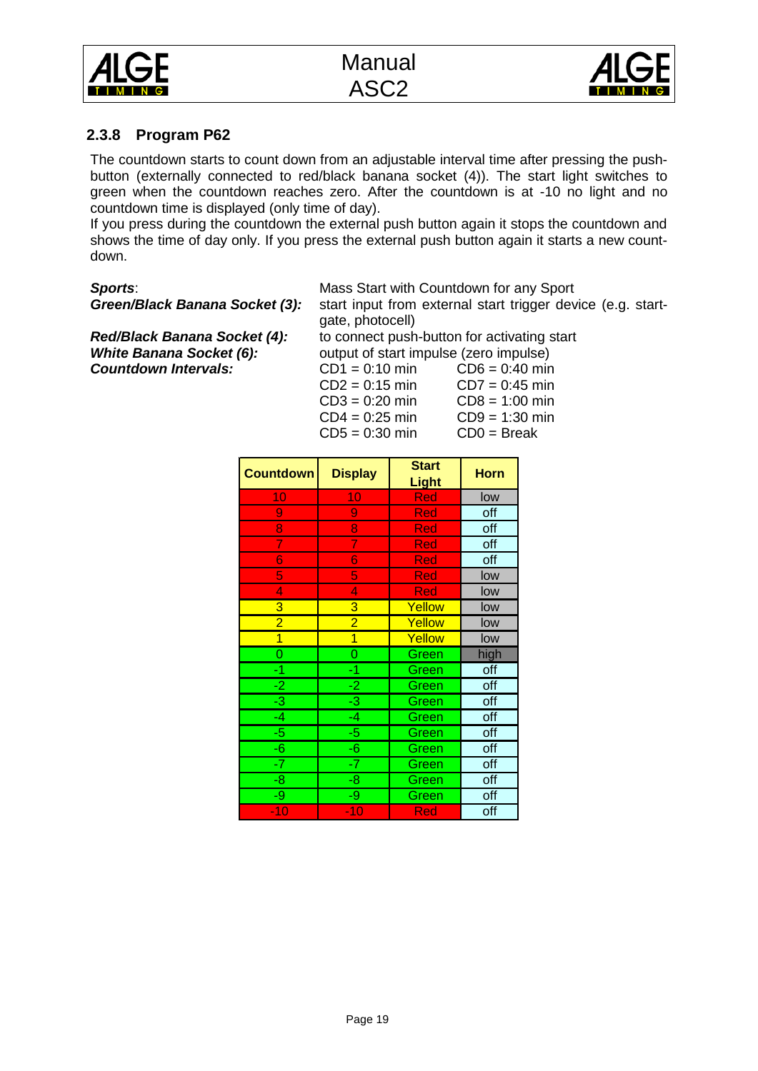### 2.3.8 Program P62

The countdown starts to count down from an adjustable interval time after pressing the push-button (externally connected to red/black banana socket (4)). The start light switches to green when the countdown reaches zero. After the countdown is at -10 no light and no countdown time is displayed (only time of day).

If you press during the countdown the external push button again it stops the countdown and shows the time of day only. If you press the external push button again it starts a new count-down.

***Sports***: Mass Start with Countdown for any Sport

***Green/Black Banana Socket (3):*** start input from external start trigger device (e.g. start-gate, photocell)

***Red/Black Banana Socket (4):*** to connect push-button for activating start

***White Banana Socket (6):*** output of start impulse (zero impulse)

***Countdown Intervals:***

| | |
|---|---|
| CD1 = 0:10 min | CD6 = 0:40 min |
| CD2 = 0:15 min | CD7 = 0:45 min |
| CD3 = 0:20 min | CD8 = 1:00 min |
| CD4 = 0:25 min | CD9 = 1:30 min |
| CD5 = 0:30 min | CD0 = Break |

| Countdown | Display | Start Light | Horn |
|---|---|---|---|
| 10 | 10 | Red | low |
| 9 | 9 | Red | off |
| 8 | 8 | Red | off |
| 7 | 7 | Red | off |
| 6 | 6 | Red | off |
| 5 | 5 | Red | low |
| 4 | 4 | Red | low |
| 3 | 3 | Yellow | low |
| 2 | 2 | Yellow | low |
| 1 | 1 | Yellow | low |
| 0 | 0 | Green | high |
| -1 | -1 | Green | off |
| -2 | -2 | Green | off |
| -3 | -3 | Green | off |
| -4 | -4 | Green | off |
| -5 | -5 | Green | off |
| -6 | -6 | Green | off |
| -7 | -7 | Green | off |
| -8 | -8 | Green | off |
| -9 | -9 | Green | off |
| -10 | -10 | Red | off |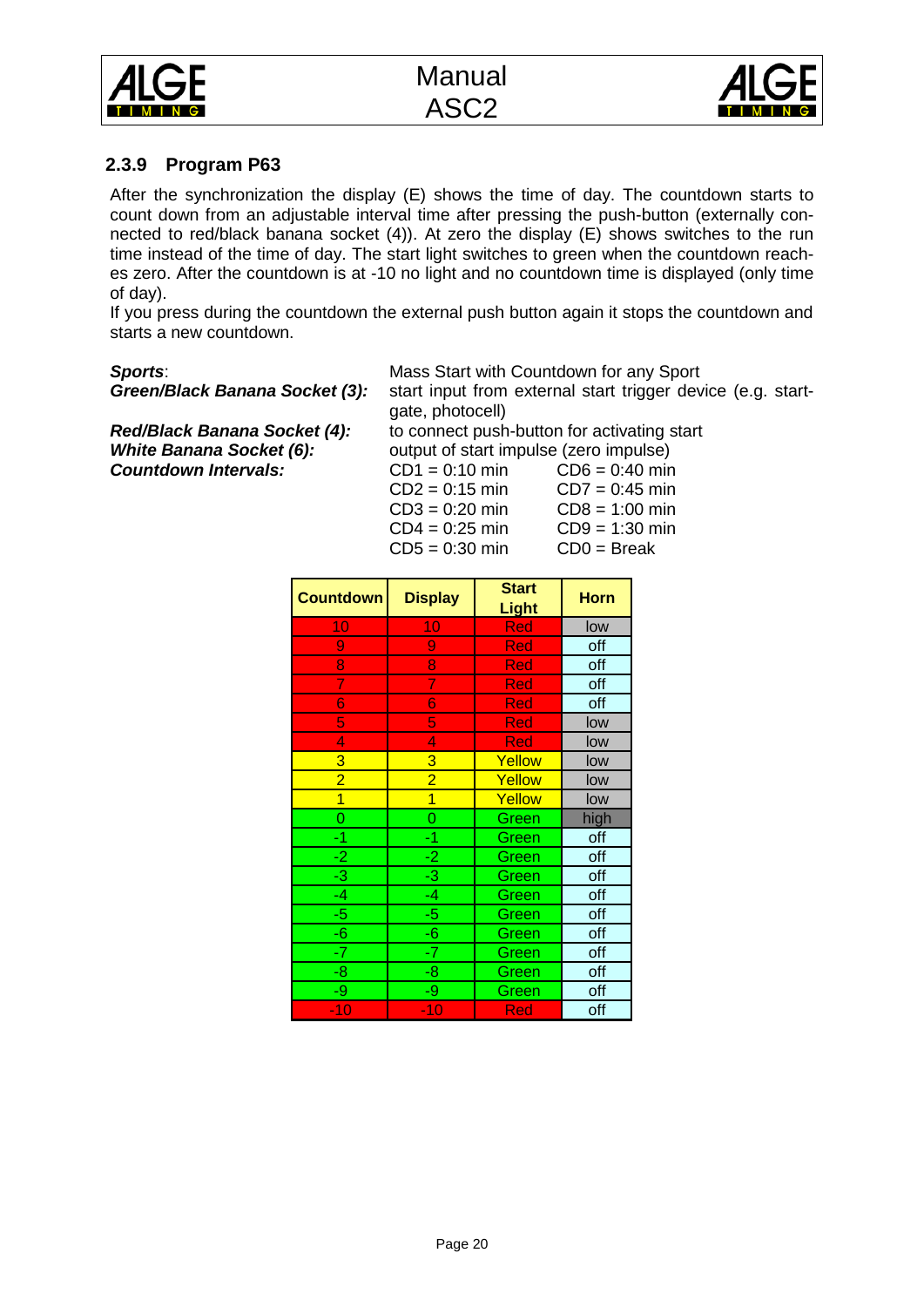### 2.3.9 Program P63

After the synchronization the display (E) shows the time of day. The countdown starts to count down from an adjustable interval time after pressing the push-button (externally connected to red/black banana socket (4)). At zero the display (E) shows switches to the run time instead of the time of day. The start light switches to green when the countdown reaches zero. After the countdown is at -10 no light and no countdown time is displayed (only time of day).
If you press during the countdown the external push button again it stops the countdown and starts a new countdown.

***Sports***: Mass Start with Countdown for any Sport
***Green/Black Banana Socket (3):*** start input from external start trigger device (e.g. startgate, photocell)
***Red/Black Banana Socket (4):*** to connect push-button for activating start
***White Banana Socket (6):*** output of start impulse (zero impulse)
***Countdown Intervals:***

| | |
|---|---|
| CD1 = 0:10 min | CD6 = 0:40 min |
| CD2 = 0:15 min | CD7 = 0:45 min |
| CD3 = 0:20 min | CD8 = 1:00 min |
| CD4 = 0:25 min | CD9 = 1:30 min |
| CD5 = 0:30 min | CD0 = Break |

| Countdown | Display | Start Light | Horn |
|---|---|---|---|
| 10 | 10 | Red | low |
| 9 | 9 | Red | off |
| 8 | 8 | Red | off |
| 7 | 7 | Red | off |
| 6 | 6 | Red | off |
| 5 | 5 | Red | low |
| 4 | 4 | Red | low |
| 3 | 3 | Yellow | low |
| 2 | 2 | Yellow | low |
| 1 | 1 | Yellow | low |
| 0 | 0 | Green | high |
| -1 | -1 | Green | off |
| -2 | -2 | Green | off |
| -3 | -3 | Green | off |
| -4 | -4 | Green | off |
| -5 | -5 | Green | off |
| -6 | -6 | Green | off |
| -7 | -7 | Green | off |
| -8 | -8 | Green | off |
| -9 | -9 | Green | off |
| -10 | -10 | Red | off |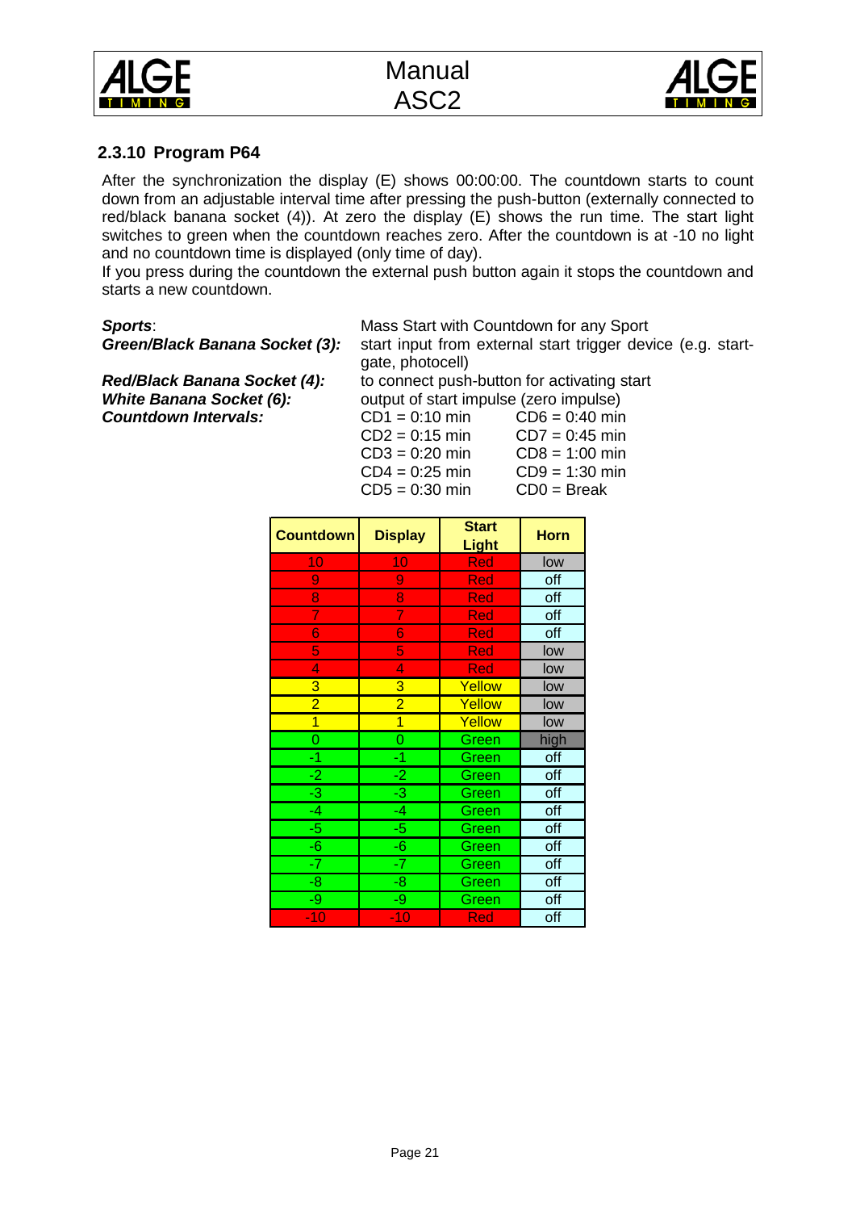### 2.3.10 Program P64

After the synchronization the display (E) shows 00:00:00. The countdown starts to count down from an adjustable interval time after pressing the push-button (externally connected to red/black banana socket (4)). At zero the display (E) shows the run time. The start light switches to green when the countdown reaches zero. After the countdown is at -10 no light and no countdown time is displayed (only time of day).
If you press during the countdown the external push button again it stops the countdown and starts a new countdown.

***Sports***: Mass Start with Countdown for any Sport

***Green/Black Banana Socket (3):*** start input from external start trigger device (e.g. start-gate, photocell)

***Red/Black Banana Socket (4):*** to connect push-button for activating start

***White Banana Socket (6):*** output of start impulse (zero impulse)

***Countdown Intervals:***

| | |
|---|---|
| CD1 = 0:10 min | CD6 = 0:40 min |
| CD2 = 0:15 min | CD7 = 0:45 min |
| CD3 = 0:20 min | CD8 = 1:00 min |
| CD4 = 0:25 min | CD9 = 1:30 min |
| CD5 = 0:30 min | CD0 = Break |

| Countdown | Display | Start Light | Horn |
|---|---|---|---|
| 10 | 10 | Red | low |
| 9 | 9 | Red | off |
| 8 | 8 | Red | off |
| 7 | 7 | Red | off |
| 6 | 6 | Red | off |
| 5 | 5 | Red | low |
| 4 | 4 | Red | low |
| 3 | 3 | Yellow | low |
| 2 | 2 | Yellow | low |
| 1 | 1 | Yellow | low |
| 0 | 0 | Green | high |
| -1 | -1 | Green | off |
| -2 | -2 | Green | off |
| -3 | -3 | Green | off |
| -4 | -4 | Green | off |
| -5 | -5 | Green | off |
| -6 | -6 | Green | off |
| -7 | -7 | Green | off |
| -8 | -8 | Green | off |
| -9 | -9 | Green | off |
| -10 | -10 | Red | off |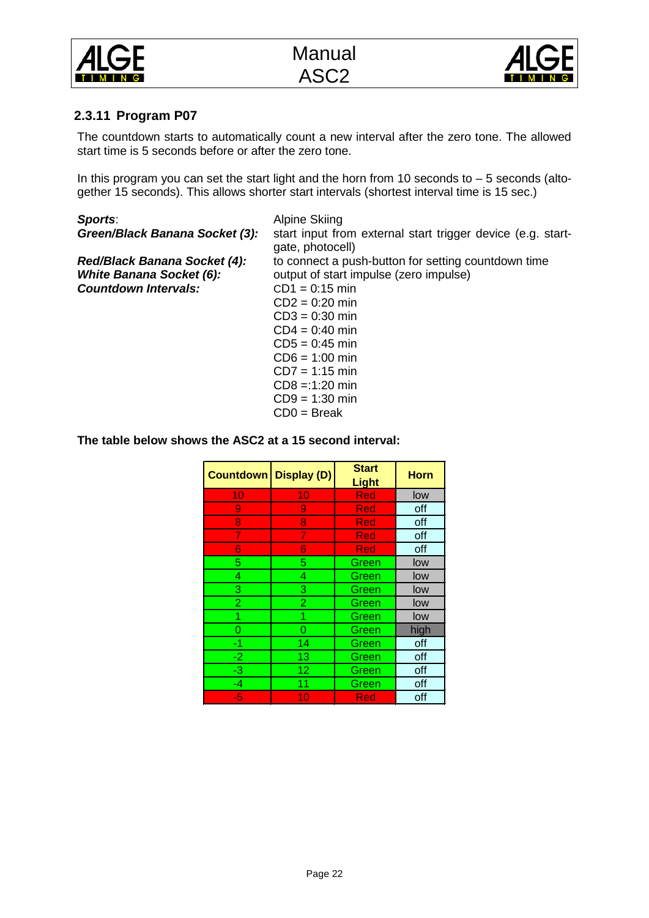### 2.3.11 Program P07

The countdown starts to automatically count a new interval after the zero tone. The allowed start time is 5 seconds before or after the zero tone.

In this program you can set the start light and the horn from 10 seconds to – 5 seconds (altogether 15 seconds). This allows shorter start intervals (shortest interval time is 15 sec.)

***Sports***: Alpine Skiing
***Green/Black Banana Socket (3):*** start input from external start trigger device (e.g. start-gate, photocell)
***Red/Black Banana Socket (4):*** to connect a push-button for setting countdown time
***White Banana Socket (6):*** output of start impulse (zero impulse)
***Countdown Intervals:***
CD1 = 0:15 min
CD2 = 0:20 min
CD3 = 0:30 min
CD4 = 0:40 min
CD5 = 0:45 min
CD6 = 1:00 min
CD7 = 1:15 min
CD8 =:1:20 min
CD9 = 1:30 min
CD0 = Break

**The table below shows the ASC2 at a 15 second interval:**

| Countdown | Display (D) | Start Light | Horn |
|---|---|---|---|
| 10 | 10 | Red | low |
| 9 | 9 | Red | off |
| 8 | 8 | Red | off |
| 7 | 7 | Red | off |
| 6 | 6 | Red | off |
| 5 | 5 | Green | low |
| 4 | 4 | Green | low |
| 3 | 3 | Green | low |
| 2 | 2 | Green | low |
| 1 | 1 | Green | low |
| 0 | 0 | Green | high |
| -1 | 14 | Green | off |
| -2 | 13 | Green | off |
| -3 | 12 | Green | off |
| -4 | 11 | Green | off |
| -5 | 10 | Red | off |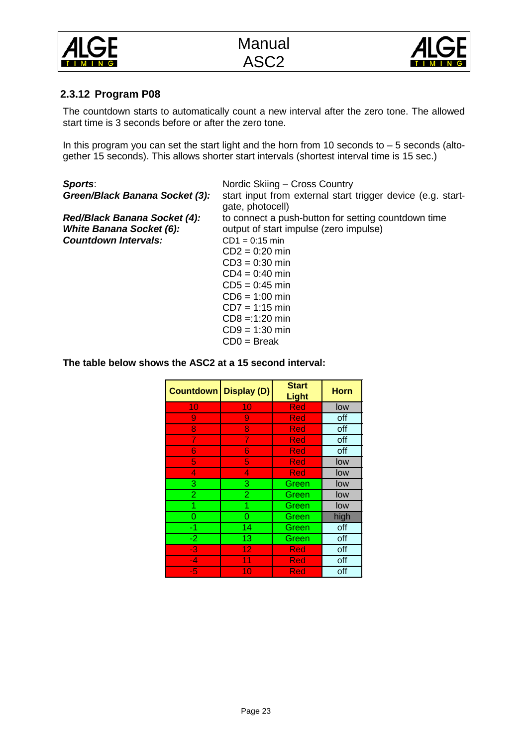### 2.3.12 Program P08

The countdown starts to automatically count a new interval after the zero tone. The allowed start time is 3 seconds before or after the zero tone.

In this program you can set the start light and the horn from 10 seconds to – 5 seconds (altogether 15 seconds). This allows shorter start intervals (shortest interval time is 15 sec.)

***Sports***: Nordic Skiing – Cross Country

***Green/Black Banana Socket (3):*** start input from external start trigger device (e.g. startgate, photocell)

***Red/Black Banana Socket (4):*** to connect a push-button for setting countdown time

***White Banana Socket (6):*** output of start impulse (zero impulse)

***Countdown Intervals:***
CD1 = 0:15 min
CD2 = 0:20 min
CD3 = 0:30 min
CD4 = 0:40 min
CD5 = 0:45 min
CD6 = 1:00 min
CD7 = 1:15 min
CD8 =:1:20 min
CD9 = 1:30 min
CD0 = Break

**The table below shows the ASC2 at a 15 second interval:**

| Countdown | Display (D) | Start Light | Horn |
|---|---|---|---|
| 10 | 10 | Red | low |
| 9 | 9 | Red | off |
| 8 | 8 | Red | off |
| 7 | 7 | Red | off |
| 6 | 6 | Red | off |
| 5 | 5 | Red | low |
| 4 | 4 | Red | low |
| 3 | 3 | Green | low |
| 2 | 2 | Green | low |
| 1 | 1 | Green | low |
| 0 | 0 | Green | high |
| -1 | 14 | Green | off |
| -2 | 13 | Green | off |
| -3 | 12 | Red | off |
| -4 | 11 | Red | off |
| -5 | 10 | Red | off |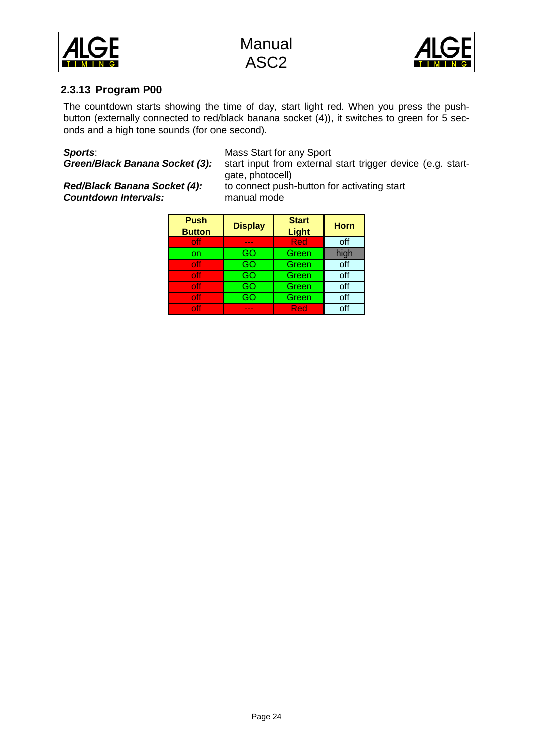### 2.3.13 Program P00

The countdown starts showing the time of day, start light red. When you press the push-button (externally connected to red/black banana socket (4)), it switches to green for 5 seconds and a high tone sounds (for one second).

***Sports***: Mass Start for any Sport
***Green/Black Banana Socket (3):*** start input from external start trigger device (e.g. start-gate, photocell)
***Red/Black Banana Socket (4):*** to connect push-button for activating start
***Countdown Intervals:*** manual mode

| Push Button | Display | Start Light | Horn |
|---|---|---|---|
| off | --- | Red | off |
| on | GO | Green | high |
| off | GO | Green | off |
| off | GO | Green | off |
| off | GO | Green | off |
| off | GO | Green | off |
| off | --- | Red | off |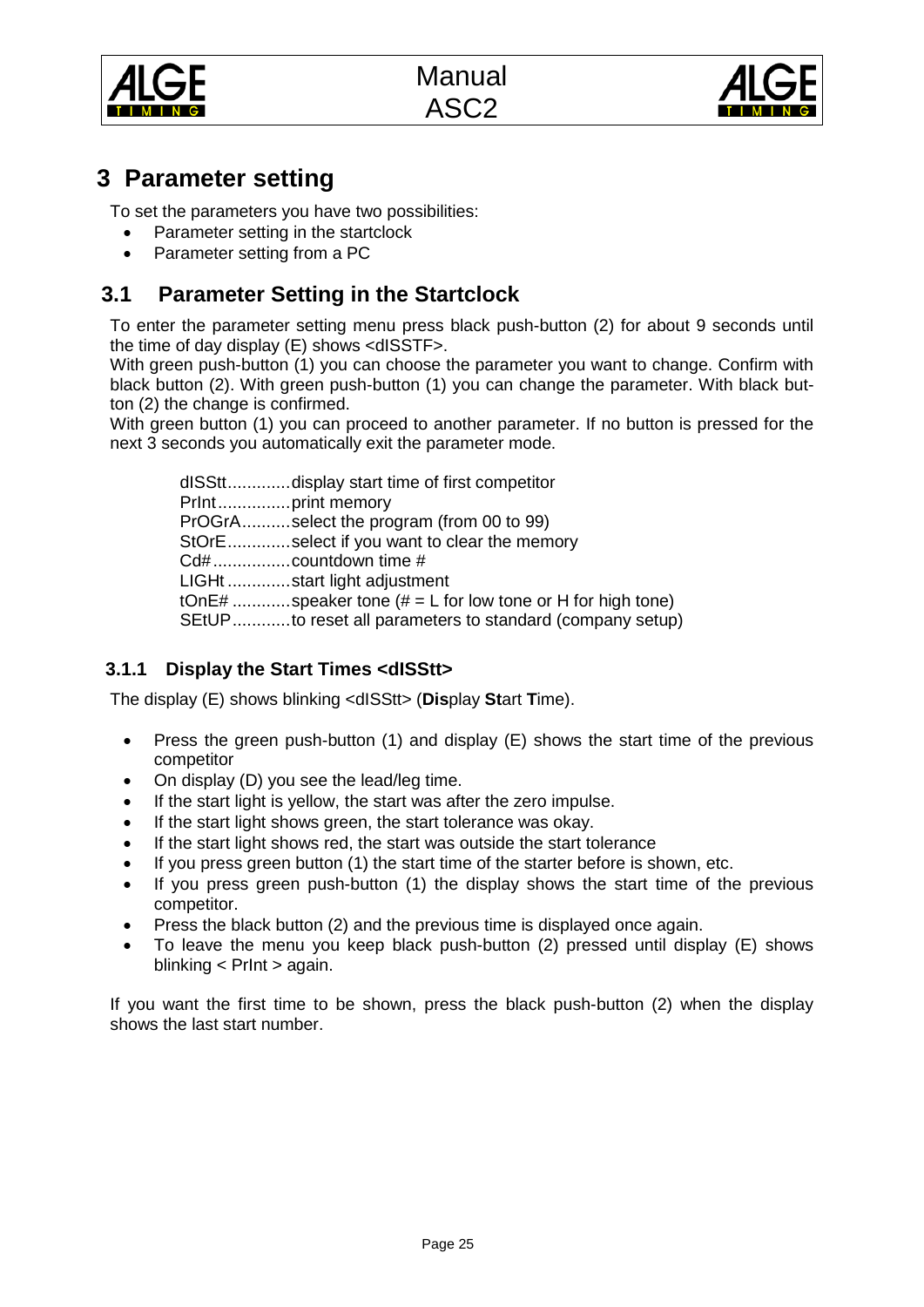// Page 25
# 3 Parameter setting

To set the parameters you have two possibilities:

- Parameter setting in the startclock
- Parameter setting from a PC

## 3.1 Parameter Setting in the Startclock

To enter the parameter setting menu press black push-button (2) for about 9 seconds until the time of day display (E) shows <dISSTF>.

With green push-button (1) you can choose the parameter you want to change. Confirm with black button (2). With green push-button (1) you can change the parameter. With black button (2) the change is confirmed.

With green button (1) you can proceed to another parameter. If no button is pressed for the next 3 seconds you automatically exit the parameter mode.

dISStt.............display start time of first competitor
PrInt...............print memory
PrOGrA..........select the program (from 00 to 99)
StOrE.............select if you want to clear the memory
Cd#................countdown time #
LIGHt .............start light adjustment
tOnE# ............speaker tone (# = L for low tone or H for high tone)
SEtUP............to reset all parameters to standard (company setup)

### 3.1.1 Display the Start Times <dISStt>

The display (E) shows blinking <dISStt> (**Dis**play **St**art **T**ime).

- Press the green push-button (1) and display (E) shows the start time of the previous competitor
- On display (D) you see the lead/leg time.
- If the start light is yellow, the start was after the zero impulse.
- If the start light shows green, the start tolerance was okay.
- If the start light shows red, the start was outside the start tolerance
- If you press green button (1) the start time of the starter before is shown, etc.
- If you press green push-button (1) the display shows the start time of the previous competitor.
- Press the black button (2) and the previous time is displayed once again.
- To leave the menu you keep black push-button (2) pressed until display (E) shows blinking < PrInt > again.

If you want the first time to be shown, press the black push-button (2) when the display shows the last start number.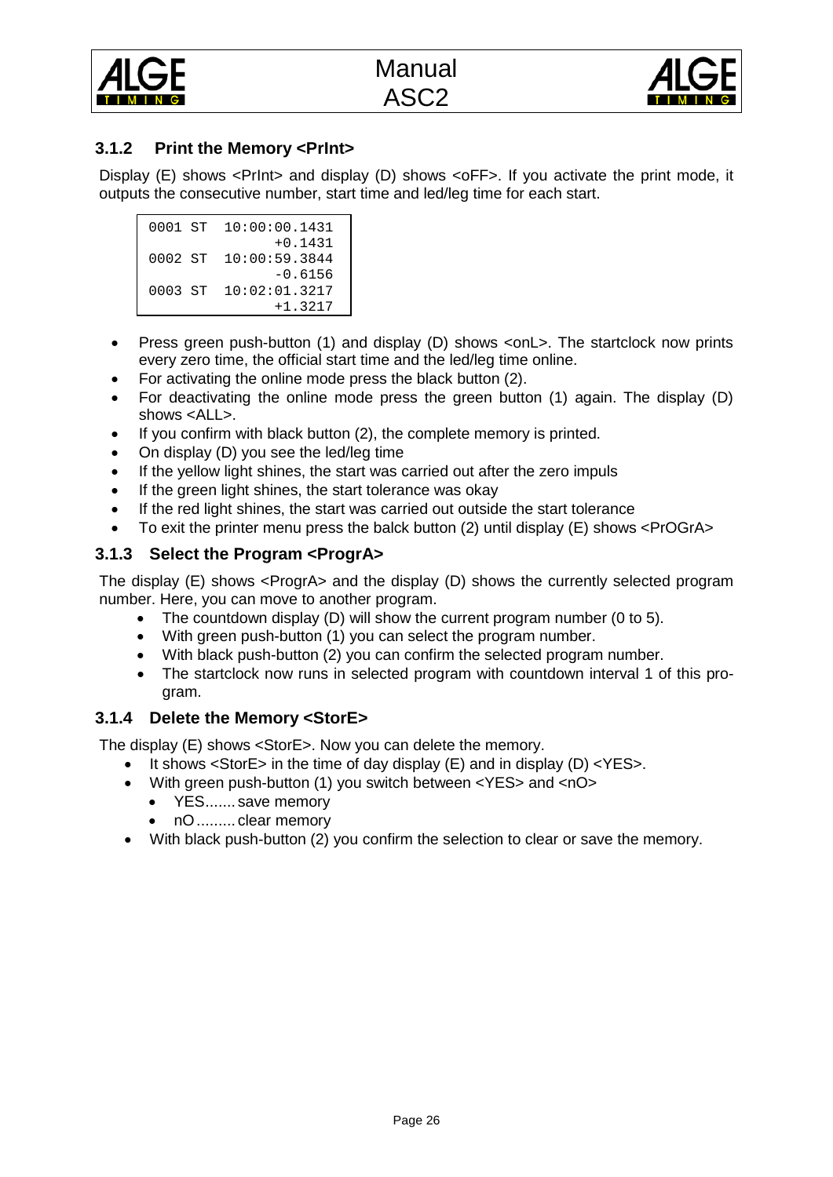### 3.1.2 Print the Memory <PrInt>

Display (E) shows <PrInt> and display (D) shows <oFF>. If you activate the print mode, it outputs the consecutive number, start time and led/leg time for each start.

```
0001 ST  10:00:00.1431
               +0.1431
0002 ST  10:00:59.3844
               -0.6156
0003 ST  10:02:01.3217
               +1.3217
```

- Press green push-button (1) and display (D) shows <onL>. The startclock now prints every zero time, the official start time and the led/leg time online.
- For activating the online mode press the black button (2).
- For deactivating the online mode press the green button (1) again. The display (D) shows <ALL>.
- If you confirm with black button (2), the complete memory is printed.
- On display (D) you see the led/leg time
- If the yellow light shines, the start was carried out after the zero impuls
- If the green light shines, the start tolerance was okay
- If the red light shines, the start was carried out outside the start tolerance
- To exit the printer menu press the balck button (2) until display (E) shows <PrOGrA>

### 3.1.3 Select the Program <ProgrA>

The display (E) shows <ProgrA> and the display (D) shows the currently selected program number. Here, you can move to another program.

- The countdown display (D) will show the current program number (0 to 5).
- With green push-button (1) you can select the program number.
- With black push-button (2) you can confirm the selected program number.
- The startclock now runs in selected program with countdown interval 1 of this program.

### 3.1.4 Delete the Memory <StorE>

The display (E) shows <StorE>. Now you can delete the memory.

- It shows <StorE> in the time of day display (E) and in display (D) <YES>.
- With green push-button (1) you switch between <YES> and <nO>
  - YES....... save memory
  - nO......... clear memory
- With black push-button (2) you confirm the selection to clear or save the memory.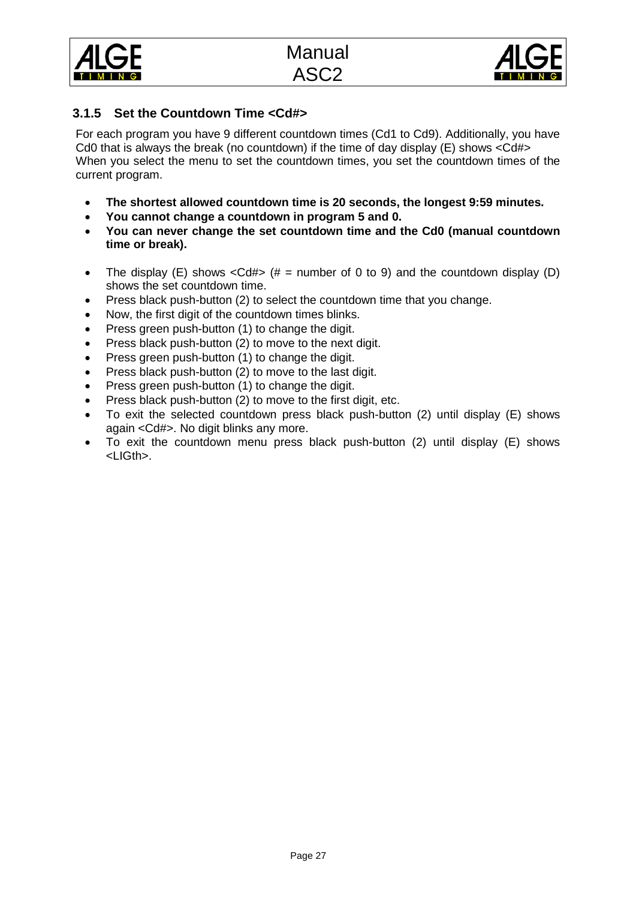### 3.1.5 Set the Countdown Time <Cd#>

For each program you have 9 different countdown times (Cd1 to Cd9). Additionally, you have Cd0 that is always the break (no countdown) if the time of day display (E) shows <Cd#>
When you select the menu to set the countdown times, you set the countdown times of the current program.

- **The shortest allowed countdown time is 20 seconds, the longest 9:59 minutes.**
- **You cannot change a countdown in program 5 and 0.**
- **You can never change the set countdown time and the Cd0 (manual countdown time or break).**

- The display (E) shows <Cd#> (# = number of 0 to 9) and the countdown display (D) shows the set countdown time.
- Press black push-button (2) to select the countdown time that you change.
- Now, the first digit of the countdown times blinks.
- Press green push-button (1) to change the digit.
- Press black push-button (2) to move to the next digit.
- Press green push-button (1) to change the digit.
- Press black push-button (2) to move to the last digit.
- Press green push-button (1) to change the digit.
- Press black push-button (2) to move to the first digit, etc.
- To exit the selected countdown press black push-button (2) until display (E) shows again <Cd#>. No digit blinks any more.
- To exit the countdown menu press black push-button (2) until display (E) shows <LIGth>.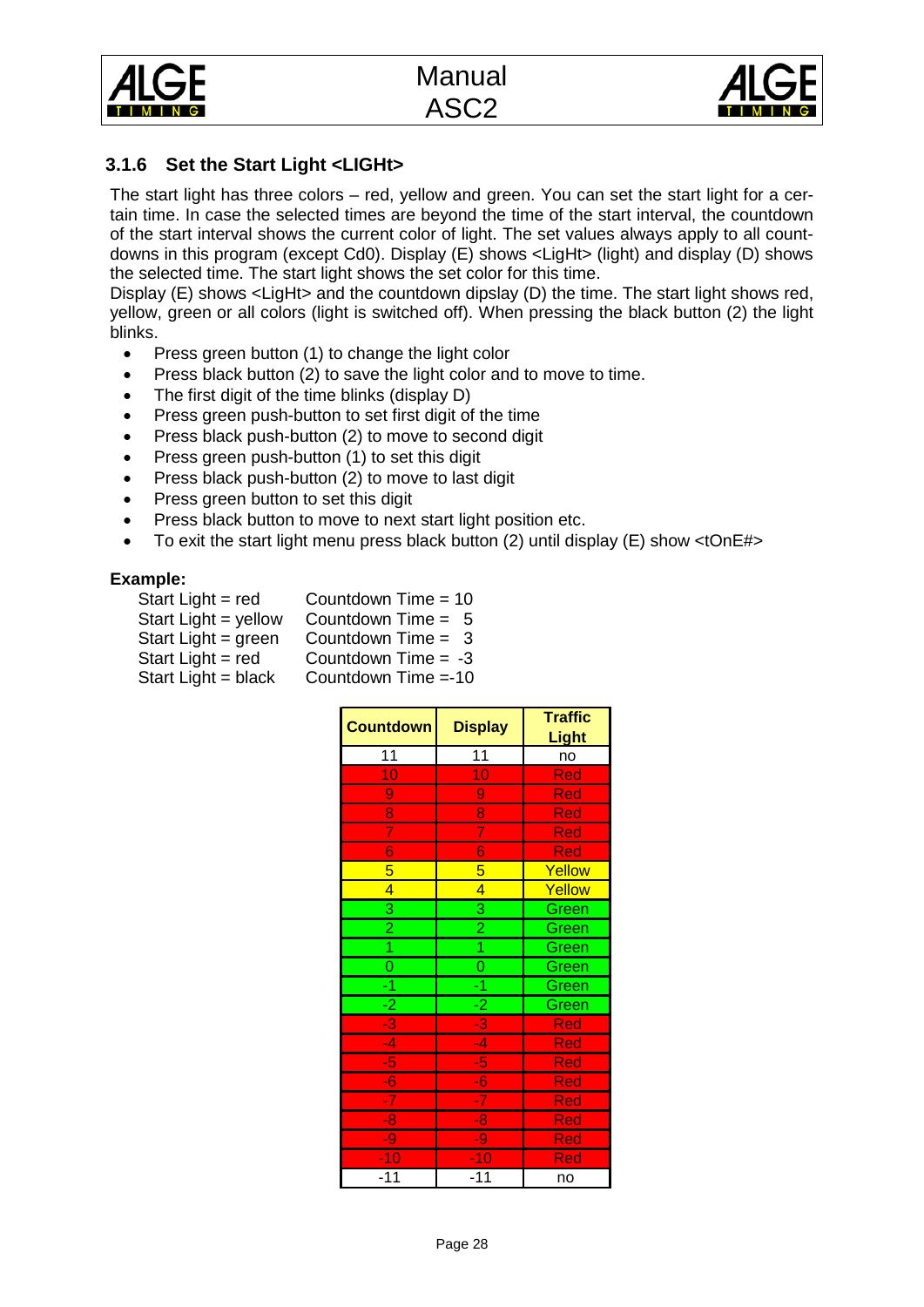### 3.1.6 Set the Start Light <LIGHt>

The start light has three colors – red, yellow and green. You can set the start light for a certain time. In case the selected times are beyond the time of the start interval, the countdown of the start interval shows the current color of light. The set values always apply to all countdowns in this program (except Cd0). Display (E) shows <LigHt> (light) and display (D) shows the selected time. The start light shows the set color for this time.
Display (E) shows <LigHt> and the countdown dipslay (D) the time. The start light shows red, yellow, green or all colors (light is switched off). When pressing the black button (2) the light blinks.

- Press green button (1) to change the light color
- Press black button (2) to save the light color and to move to time.
- The first digit of the time blinks (display D)
- Press green push-button to set first digit of the time
- Press black push-button (2) to move to second digit
- Press green push-button (1) to set this digit
- Press black push-button (2) to move to last digit
- Press green button to set this digit
- Press black button to move to next start light position etc.
- To exit the start light menu press black button (2) until display (E) show <tOnE#>

**Example:**

| | |
|---|---|
| Start Light = red | Countdown Time = 10 |
| Start Light = yellow | Countdown Time = 5 |
| Start Light = green | Countdown Time = 3 |
| Start Light = red | Countdown Time = -3 |
| Start Light = black | Countdown Time =-10 |

| Countdown | Display | Traffic Light |
|---|---|---|
| 11 | 11 | no |
| 10 | 10 | Red |
| 9 | 9 | Red |
| 8 | 8 | Red |
| 7 | 7 | Red |
| 6 | 6 | Red |
| 5 | 5 | Yellow |
| 4 | 4 | Yellow |
| 3 | 3 | Green |
| 2 | 2 | Green |
| 1 | 1 | Green |
| 0 | 0 | Green |
| -1 | -1 | Green |
| -2 | -2 | Green |
| -3 | -3 | Red |
| -4 | -4 | Red |
| -5 | -5 | Red |
| -6 | -6 | Red |
| -7 | -7 | Red |
| -8 | -8 | Red |
| -9 | -9 | Red |
| -10 | -10 | Red |
| -11 | -11 | no |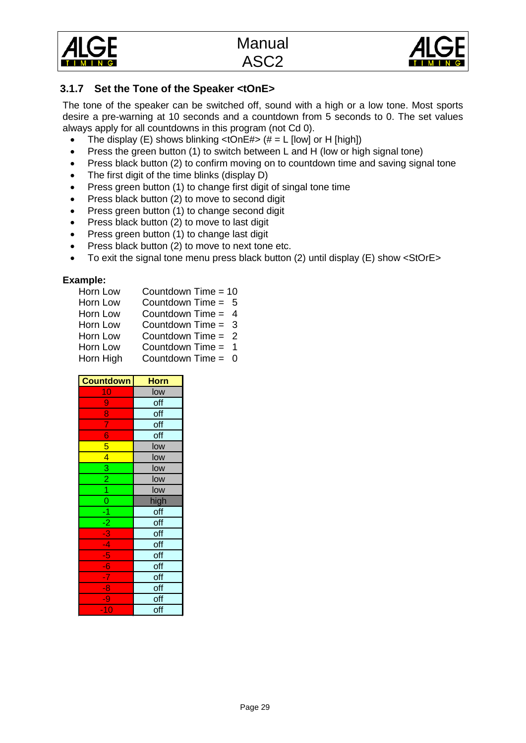### 3.1.7 Set the Tone of the Speaker <tOnE>

The tone of the speaker can be switched off, sound with a high or a low tone. Most sports desire a pre-warning at 10 seconds and a countdown from 5 seconds to 0. The set values always apply for all countdowns in this program (not Cd 0).

- The display (E) shows blinking <tOnE#> (# = L [low] or H [high])
- Press the green button (1) to switch between L and H (low or high signal tone)
- Press black button (2) to confirm moving on to countdown time and saving signal tone
- The first digit of the time blinks (display D)
- Press green button (1) to change first digit of singal tone time
- Press black button (2) to move to second digit
- Press green button (1) to change second digit
- Press black button (2) to move to last digit
- Press green button (1) to change last digit
- Press black button (2) to move to next tone etc.
- To exit the signal tone menu press black button (2) until display (E) show <StOrE>

**Example:**

| | |
|---|---|
| Horn Low | Countdown Time = 10 |
| Horn Low | Countdown Time = 5 |
| Horn Low | Countdown Time = 4 |
| Horn Low | Countdown Time = 3 |
| Horn Low | Countdown Time = 2 |
| Horn Low | Countdown Time = 1 |
| Horn High | Countdown Time = 0 |

| Countdown | Horn |
|---|---|
| 10 | low |
| 9 | off |
| 8 | off |
| 7 | off |
| 6 | off |
| 5 | low |
| 4 | low |
| 3 | low |
| 2 | low |
| 1 | low |
| 0 | high |
| -1 | off |
| -2 | off |
| -3 | off |
| -4 | off |
| -5 | off |
| -6 | off |
| -7 | off |
| -8 | off |
| -9 | off |
| -10 | off |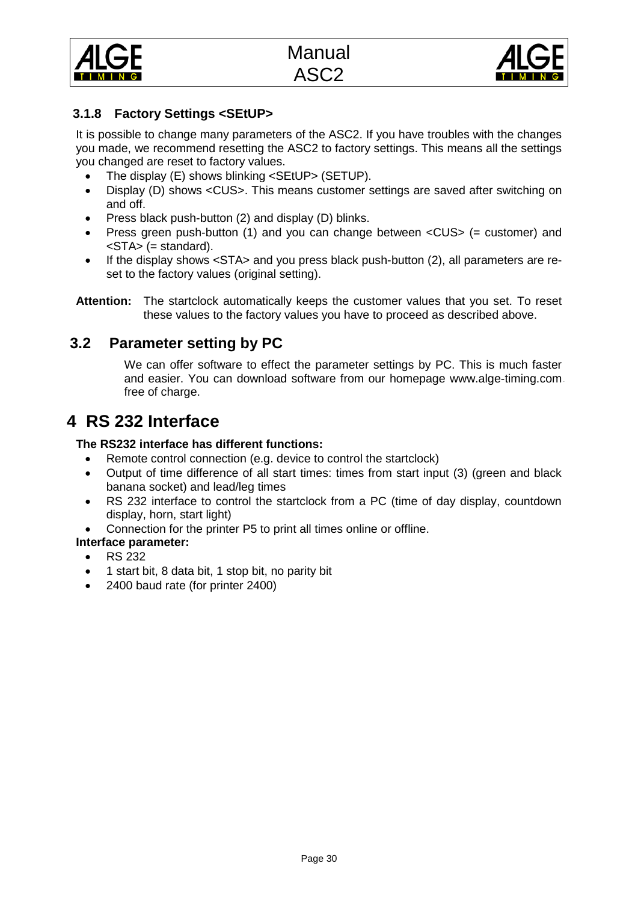### 3.1.8 Factory Settings <SEtUP>

It is possible to change many parameters of the ASC2. If you have troubles with the changes you made, we recommend resetting the ASC2 to factory settings. This means all the settings you changed are reset to factory values.

- The display (E) shows blinking <SEtUP> (SETUP).
- Display (D) shows <CUS>. This means customer settings are saved after switching on and off.
- Press black push-button (2) and display (D) blinks.
- Press green push-button (1) and you can change between <CUS> (= customer) and <STA> (= standard).
- If the display shows <STA> and you press black push-button (2), all parameters are reset to the factory values (original setting).

**Attention:** The startclock automatically keeps the customer values that you set. To reset these values to the factory values you have to proceed as described above.

## 3.2 Parameter setting by PC

We can offer software to effect the parameter settings by PC. This is much faster and easier. You can download software from our homepage www.alge-timing.com free of charge.

# 4 RS 232 Interface

**The RS232 interface has different functions:**

- Remote control connection (e.g. device to control the startclock)
- Output of time difference of all start times: times from start input (3) (green and black banana socket) and lead/leg times
- RS 232 interface to control the startclock from a PC (time of day display, countdown display, horn, start light)
- Connection for the printer P5 to print all times online or offline.

**Interface parameter:**

- RS 232
- 1 start bit, 8 data bit, 1 stop bit, no parity bit
- 2400 baud rate (for printer 2400)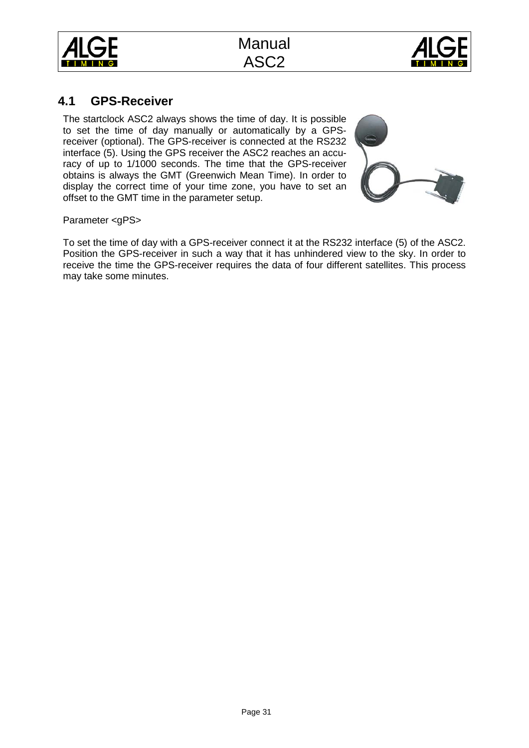## 4.1 GPS-Receiver

The startclock ASC2 always shows the time of day. It is possible to set the time of day manually or automatically by a GPS-receiver (optional). The GPS-receiver is connected at the RS232 interface (5). Using the GPS receiver the ASC2 reaches an accuracy of up to 1/1000 seconds. The time that the GPS-receiver obtains is always the GMT (Greenwich Mean Time). In order to display the correct time of your time zone, you have to set an offset to the GMT time in the parameter setup.

Parameter <gPS>

To set the time of day with a GPS-receiver connect it at the RS232 interface (5) of the ASC2. Position the GPS-receiver in such a way that it has unhindered view to the sky. In order to receive the time the GPS-receiver requires the data of four different satellites. This process may take some minutes.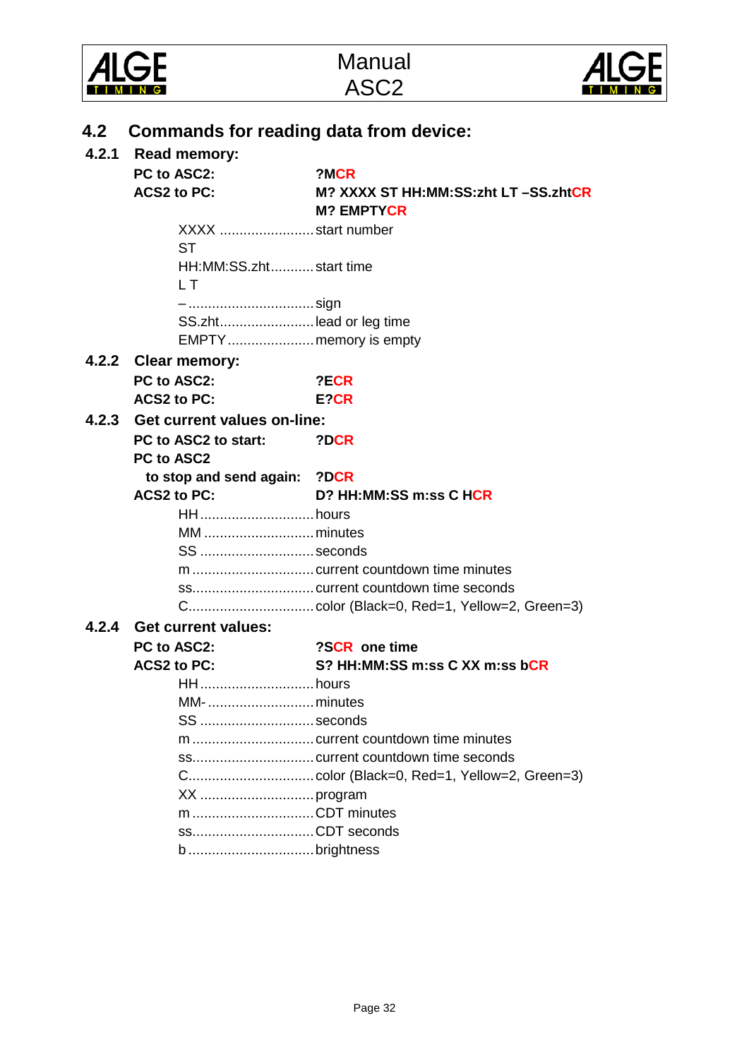## 4.2 Commands for reading data from device:

### 4.2.1 Read memory:

**PC to ASC2:** **?MCR**
**ACS2 to PC:** **M? XXXX ST HH:MM:SS:zht LT –SS.zhtCR**
**M? EMPTYCR**

XXXX ........................ start number
ST
HH:MM:SS.zht........... start time
L T
– ................................ sign
SS.zht........................ lead or leg time
EMPTY...................... memory is empty

### 4.2.2 Clear memory:

**PC to ASC2:** **?ECR**
**ACS2 to PC:** **E?CR**

### 4.2.3 Get current values on-line:

**PC to ASC2 to start:** **?DCR**
**PC to ASC2**
**to stop and send again:** **?DCR**
**ACS2 to PC:** **D? HH:MM:SS m:ss C HCR**

HH............................. hours
MM ............................ minutes
SS ............................. seconds
m ............................... current countdown time minutes
ss............................... current countdown time seconds
C................................ color (Black=0, Red=1, Yellow=2, Green=3)

### 4.2.4 Get current values:

**PC to ASC2:** **?SCR one time**
**ACS2 to PC:** **S? HH:MM:SS m:ss C XX m:ss bCR**

HH............................. hours
MM- ........................... minutes
SS ............................. seconds
m ............................... current countdown time minutes
ss............................... current countdown time seconds
C................................ color (Black=0, Red=1, Yellow=2, Green=3)
XX ............................. program
m ............................... CDT minutes
ss............................... CDT seconds
b ................................ brightness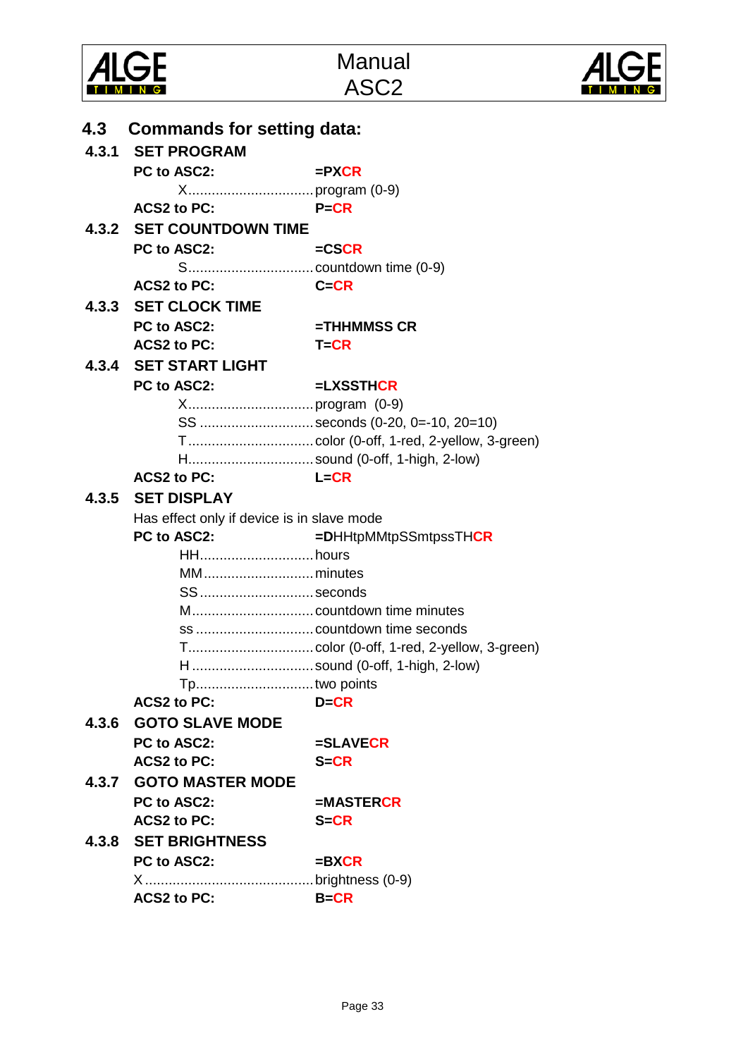## 4.3 Commands for setting data:

### 4.3.1 SET PROGRAM

**PC to ASC2:** **=PXCR**

X................................program (0-9)

**ACS2 to PC:** **P=CR**

### 4.3.2 SET COUNTDOWN TIME

**PC to ASC2:** **=CSCR**

S................................countdown time (0-9)

**ACS2 to PC:** **C=CR**

### 4.3.3 SET CLOCK TIME

**PC to ASC2:** **=THHMMSS CR**

**ACS2 to PC:** **T=CR**

### 4.3.4 SET START LIGHT

**PC to ASC2:** **=LXSSTHCR**

X................................program (0-9)

SS ............................seconds (0-20, 0=-10, 20=10)

T................................color (0-off, 1-red, 2-yellow, 3-green)

H................................sound (0-off, 1-high, 2-low)

**ACS2 to PC:** **L=CR**

### 4.3.5 SET DISPLAY

Has effect only if device is in slave mode

**PC to ASC2:** **=D**HHtpMMtpSSmtpssTH**CR**

HH.............................hours

MM............................minutes

SS.............................seconds

M...............................countdown time minutes

ss ..............................countdown time seconds

T................................color (0-off, 1-red, 2-yellow, 3-green)

H ...............................sound (0-off, 1-high, 2-low)

Tp..............................two points

**ACS2 to PC:** **D=CR**

### 4.3.6 GOTO SLAVE MODE

**PC to ASC2:** **=SLAVECR**

**ACS2 to PC:** **S=CR**

### 4.3.7 GOTO MASTER MODE

**PC to ASC2:** **=MASTERCR**

**ACS2 to PC:** **S=CR**

### 4.3.8 SET BRIGHTNESS

**PC to ASC2:** **=BXCR**

X ...........................................brightness (0-9)

**ACS2 to PC:** **B=CR**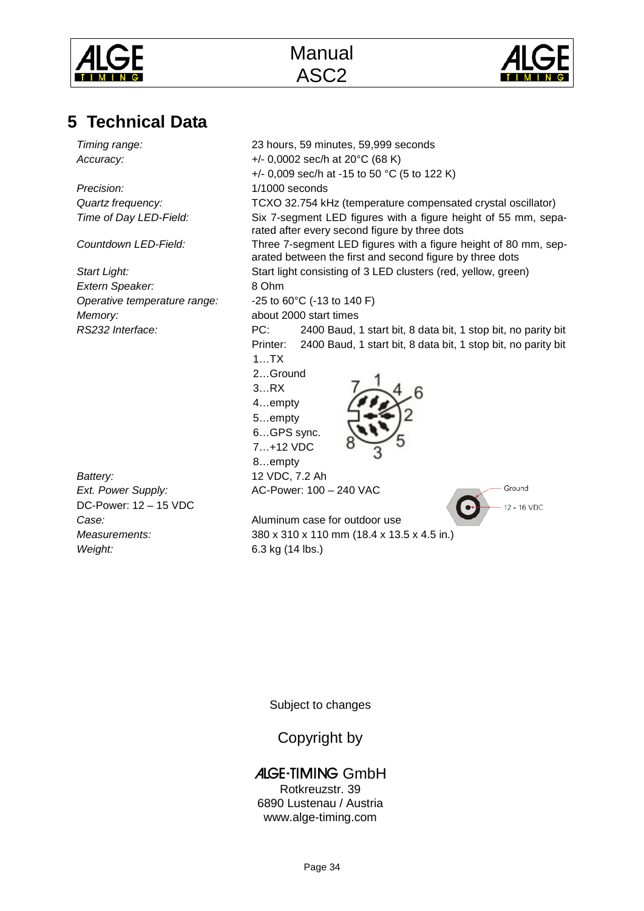# 5 Technical Data

| | |
|---|---|
| *Timing range:* | 23 hours, 59 minutes, 59,999 seconds |
| *Accuracy:* | +/- 0,0002 sec/h at 20°C (68 K)<br>+/- 0,009 sec/h at -15 to 50 °C (5 to 122 K) |
| *Precision:* | 1/1000 seconds |
| *Quartz frequency:* | TCXO 32.754 kHz (temperature compensated crystal oscillator) |
| *Time of Day LED-Field:* | Six 7-segment LED figures with a figure height of 55 mm, separated after every second figure by three dots |
| *Countdown LED-Field:* | Three 7-segment LED figures with a figure height of 80 mm, separated between the first and second figure by three dots |
| *Start Light:* | Start light consisting of 3 LED clusters (red, yellow, green) |
| *Extern Speaker:* | 8 Ohm |
| *Operative temperature range:* | -25 to 60°C (-13 to 140 F) |
| *Memory:* | about 2000 start times |
| *RS232 Interface:* | PC: 2400 Baud, 1 start bit, 8 data bit, 1 stop bit, no parity bit<br>Printer: 2400 Baud, 1 start bit, 8 data bit, 1 stop bit, no parity bit<br>1…TX<br>2…Ground<br>3…RX<br>4…empty<br>5…empty<br>6…GPS sync.<br>7…+12 VDC<br>8…empty |
| *Battery:* | 12 VDC, 7.2 Ah |
| *Ext. Power Supply:* | AC-Power: 100 – 240 VAC |
| DC-Power: 12 – 15 VDC | |
| *Case:* | Aluminum case for outdoor use |
| *Measurements:* | 380 x 310 x 110 mm (18.4 x 13.5 x 4.5 in.) |
| *Weight:* | 6.3 kg (14 lbs.) |

7
1
4
6
2
8
5
3

Ground
12 - 16 VDC

Subject to changes

Copyright by

ALGE-TIMING GmbH
Rotkreuzstr. 39
6890 Lustenau / Austria
www.alge-timing.com